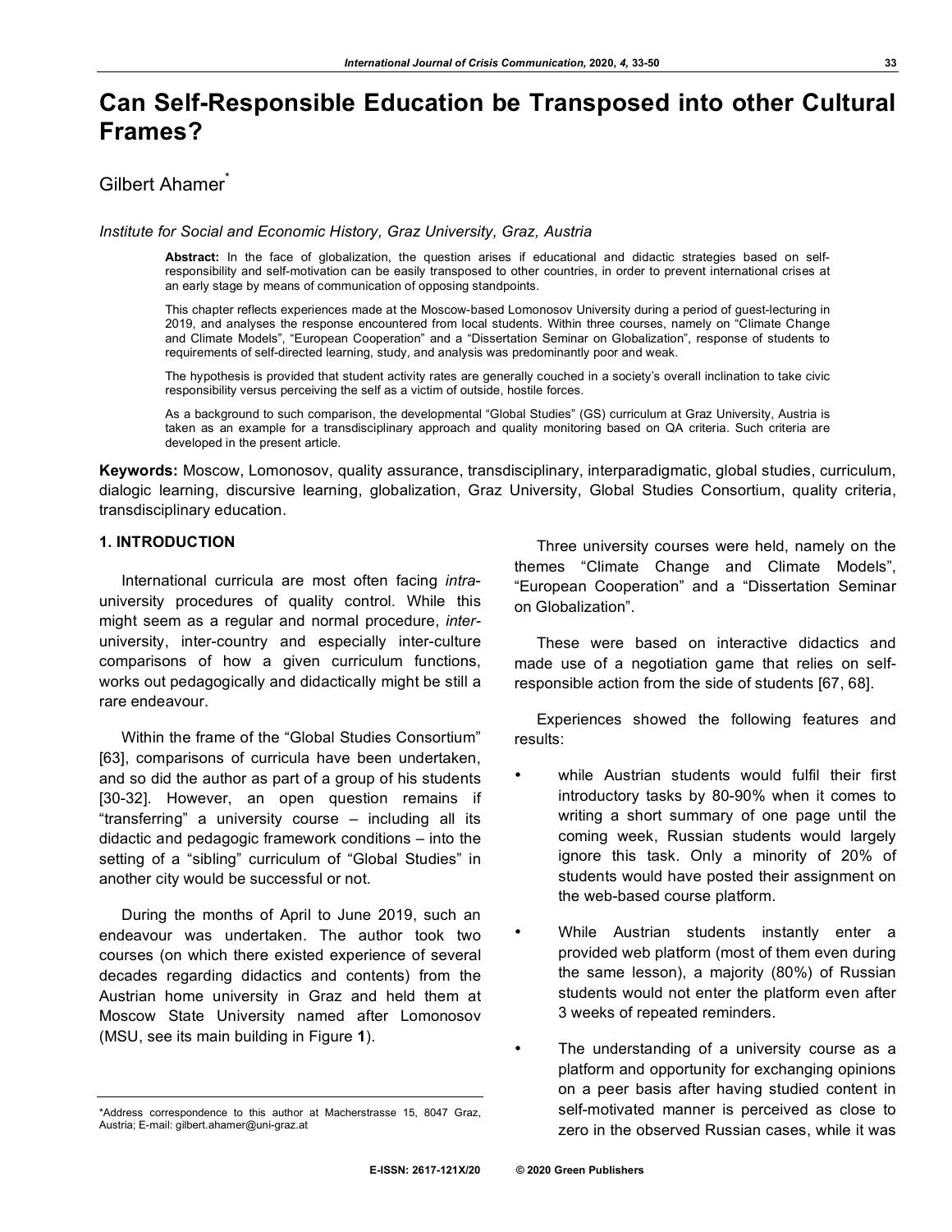# Can Self-Responsible Education be Transposed into other Cultural Frames?

Gilbert Ahamer[*]

*Institute for Social and Economic History, Graz University, Graz, Austria*

> **Abstract:** In the face of globalization, the question arises if educational and didactic strategies based on self-responsibility and self-motivation can be easily transposed to other countries, in order to prevent international crises at an early stage by means of communication of opposing standpoints.
>
> This chapter reflects experiences made at the Moscow-based Lomonosov University during a period of guest-lecturing in 2019, and analyses the response encountered from local students. Within three courses, namely on "Climate Change and Climate Models", "European Cooperation" and a "Dissertation Seminar on Globalization", response of students to requirements of self-directed learning, study, and analysis was predominantly poor and weak.
>
> The hypothesis is provided that student activity rates are generally couched in a society's overall inclination to take civic responsibility versus perceiving the self as a victim of outside, hostile forces.
>
> As a background to such comparison, the developmental "Global Studies" (GS) curriculum at Graz University, Austria is taken as an example for a transdisciplinary approach and quality monitoring based on QA criteria. Such criteria are developed in the present article.

**Keywords:** Moscow, Lomonosov, quality assurance, transdisciplinary, interparadigmatic, global studies, curriculum, dialogic learning, discursive learning, globalization, Graz University, Global Studies Consortium, quality criteria, transdisciplinary education.

## 1. INTRODUCTION

International curricula are most often facing *intra*-university procedures of quality control. While this might seem as a regular and normal procedure, *inter*-university, inter-country and especially inter-culture comparisons of how a given curriculum functions, works out pedagogically and didactically might be still a rare endeavour.

Within the frame of the "Global Studies Consortium" [63], comparisons of curricula have been undertaken, and so did the author as part of a group of his students [30-32]. However, an open question remains if "transferring" a university course – including all its didactic and pedagogic framework conditions – into the setting of a "sibling" curriculum of "Global Studies" in another city would be successful or not.

During the months of April to June 2019, such an endeavour was undertaken. The author took two courses (on which there existed experience of several decades regarding didactics and contents) from the Austrian home university in Graz and held them at Moscow State University named after Lomonosov (MSU, see its main building in Figure **1**).

Three university courses were held, namely on the themes "Climate Change and Climate Models", "European Cooperation" and a "Dissertation Seminar on Globalization".

These were based on interactive didactics and made use of a negotiation game that relies on self-responsible action from the side of students [67, 68].

Experiences showed the following features and results:

- while Austrian students would fulfil their first introductory tasks by 80-90% when it comes to writing a short summary of one page until the coming week, Russian students would largely ignore this task. Only a minority of 20% of students would have posted their assignment on the web-based course platform.
- While Austrian students instantly enter a provided web platform (most of them even during the same lesson), a majority (80%) of Russian students would not enter the platform even after 3 weeks of repeated reminders.
- The understanding of a university course as a platform and opportunity for exchanging opinions on a peer basis after having studied content in self-motivated manner is perceived as close to zero in the observed Russian cases, while it was

[*] Address correspondence to this author at Macherstrasse 15, 8047 Graz, Austria; E-mail: gilbert.ahamer@uni-graz.at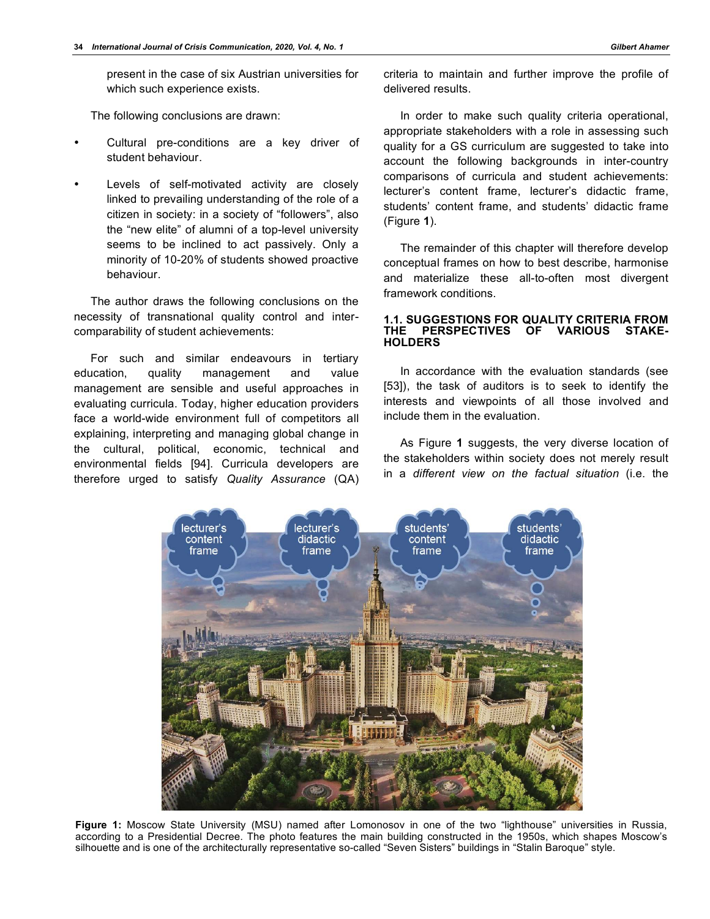present in the case of six Austrian universities for which such experience exists.

The following conclusions are drawn:

- Cultural pre-conditions are a key driver of student behaviour.
- Levels of self-motivated activity are closely linked to prevailing understanding of the role of a citizen in society: in a society of "followers", also the "new elite" of alumni of a top-level university seems to be inclined to act passively. Only a minority of 10-20% of students showed proactive behaviour.

The author draws the following conclusions on the necessity of transnational quality control and inter-comparability of student achievements:

For such and similar endeavours in tertiary education, quality management and value management are sensible and useful approaches in evaluating curricula. Today, higher education providers face a world-wide environment full of competitors all explaining, interpreting and managing global change in the cultural, political, economic, technical and environmental fields [94]. Curricula developers are therefore urged to satisfy *Quality Assurance* (QA) criteria to maintain and further improve the profile of delivered results.

In order to make such quality criteria operational, appropriate stakeholders with a role in assessing such quality for a GS curriculum are suggested to take into account the following backgrounds in inter-country comparisons of curricula and student achievements: lecturer's content frame, lecturer's didactic frame, students' content frame, and students' didactic frame (Figure **1**).

The remainder of this chapter will therefore develop conceptual frames on how to best describe, harmonise and materialize these all-to-often most divergent framework conditions.

### 1.1. SUGGESTIONS FOR QUALITY CRITERIA FROM THE PERSPECTIVES OF VARIOUS STAKEHOLDERS

In accordance with the evaluation standards (see [53]), the task of auditors is to seek to identify the interests and viewpoints of all those involved and include them in the evaluation.

As Figure **1** suggests, the very diverse location of the stakeholders within society does not merely result in a *different view on the factual situation* (i.e. the

**Figure 1:** Moscow State University (MSU) named after Lomonosov in one of the two "lighthouse" universities in Russia, according to a Presidential Decree. The photo features the main building constructed in the 1950s, which shapes Moscow's silhouette and is one of the architecturally representative so-called "Seven Sisters" buildings in "Stalin Baroque" style.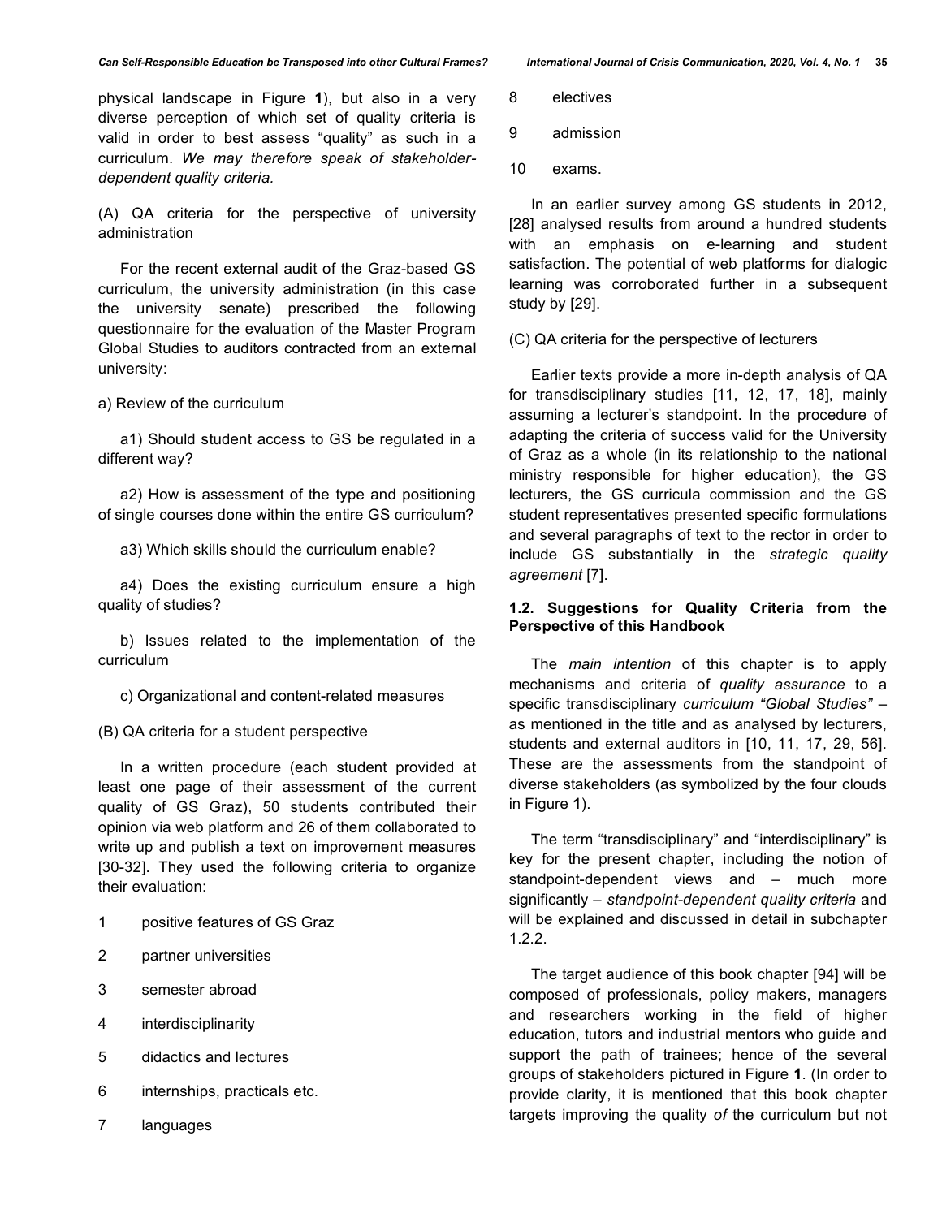physical landscape in Figure **1**), but also in a very diverse perception of which set of quality criteria is valid in order to best assess "quality" as such in a curriculum. *We may therefore speak of stakeholder-dependent quality criteria.*

(A) QA criteria for the perspective of university administration

For the recent external audit of the Graz-based GS curriculum, the university administration (in this case the university senate) prescribed the following questionnaire for the evaluation of the Master Program Global Studies to auditors contracted from an external university:

a) Review of the curriculum

a1) Should student access to GS be regulated in a different way?

a2) How is assessment of the type and positioning of single courses done within the entire GS curriculum?

a3) Which skills should the curriculum enable?

a4) Does the existing curriculum ensure a high quality of studies?

b) Issues related to the implementation of the curriculum

c) Organizational and content-related measures

(B) QA criteria for a student perspective

In a written procedure (each student provided at least one page of their assessment of the current quality of GS Graz), 50 students contributed their opinion via web platform and 26 of them collaborated to write up and publish a text on improvement measures [30-32]. They used the following criteria to organize their evaluation:

1 positive features of GS Graz

2 partner universities

3 semester abroad

4 interdisciplinarity

5 didactics and lectures

6 internships, practicals etc.

7 languages

8 electives

9 admission

10 exams.

In an earlier survey among GS students in 2012, [28] analysed results from around a hundred students with an emphasis on e-learning and student satisfaction. The potential of web platforms for dialogic learning was corroborated further in a subsequent study by [29].

(C) QA criteria for the perspective of lecturers

Earlier texts provide a more in-depth analysis of QA for transdisciplinary studies [11, 12, 17, 18], mainly assuming a lecturer's standpoint. In the procedure of adapting the criteria of success valid for the University of Graz as a whole (in its relationship to the national ministry responsible for higher education), the GS lecturers, the GS curricula commission and the GS student representatives presented specific formulations and several paragraphs of text to the rector in order to include GS substantially in the *strategic quality agreement* [7].

### 1.2. Suggestions for Quality Criteria from the Perspective of this Handbook

The *main intention* of this chapter is to apply mechanisms and criteria of *quality assurance* to a specific transdisciplinary *curriculum "Global Studies"* – as mentioned in the title and as analysed by lecturers, students and external auditors in [10, 11, 17, 29, 56]. These are the assessments from the standpoint of diverse stakeholders (as symbolized by the four clouds in Figure **1**).

The term "transdisciplinary" and "interdisciplinary" is key for the present chapter, including the notion of standpoint-dependent views and – much more significantly – *standpoint-dependent quality criteria* and will be explained and discussed in detail in subchapter 1.2.2.

The target audience of this book chapter [94] will be composed of professionals, policy makers, managers and researchers working in the field of higher education, tutors and industrial mentors who guide and support the path of trainees; hence of the several groups of stakeholders pictured in Figure **1**. (In order to provide clarity, it is mentioned that this book chapter targets improving the quality *of* the curriculum but not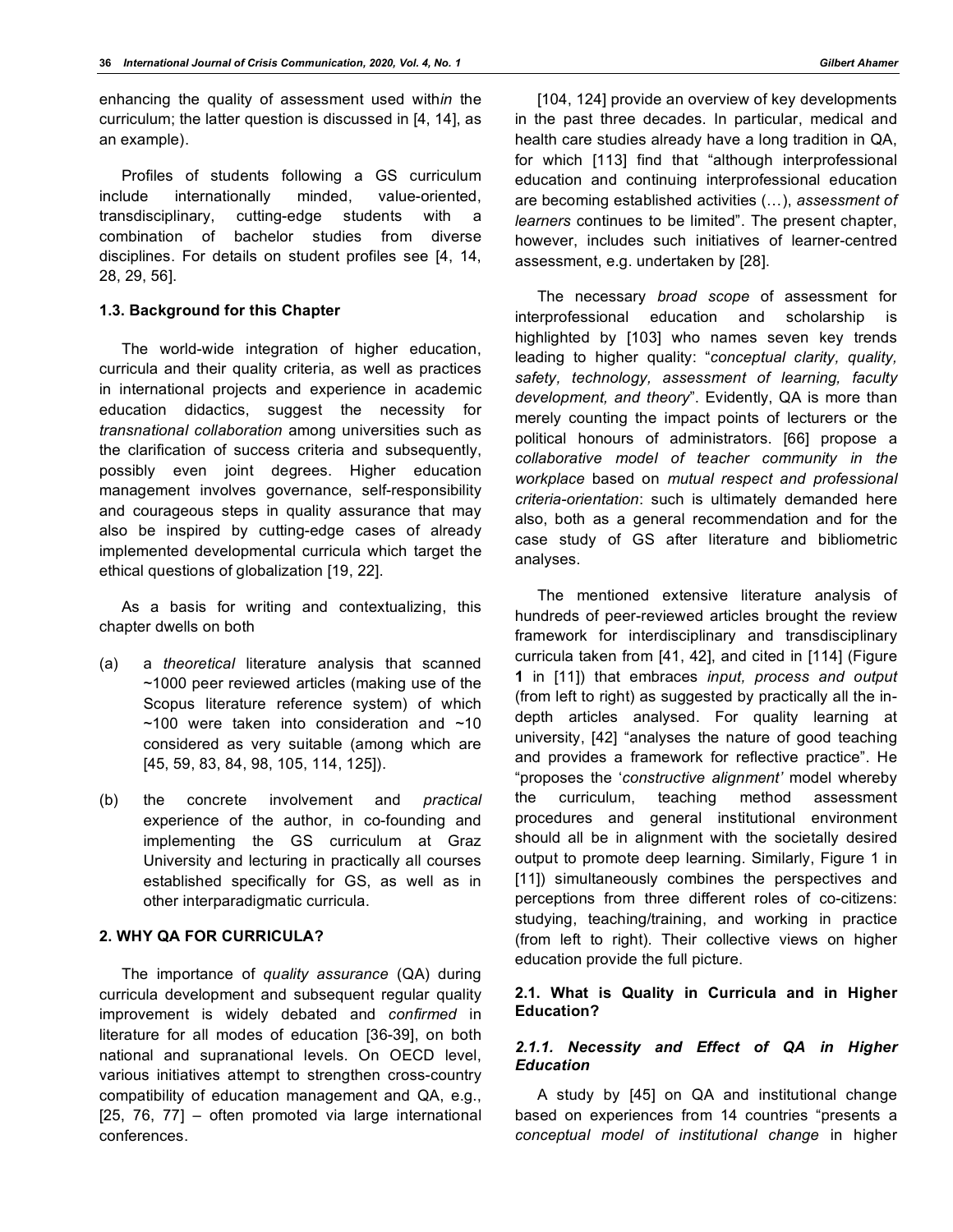enhancing the quality of assessment used with*in* the curriculum; the latter question is discussed in [4, 14], as an example).

Profiles of students following a GS curriculum include internationally minded, value-oriented, transdisciplinary, cutting-edge students with a combination of bachelor studies from diverse disciplines. For details on student profiles see [4, 14, 28, 29, 56].

### 1.3. Background for this Chapter

The world-wide integration of higher education, curricula and their quality criteria, as well as practices in international projects and experience in academic education didactics, suggest the necessity for *transnational collaboration* among universities such as the clarification of success criteria and subsequently, possibly even joint degrees. Higher education management involves governance, self-responsibility and courageous steps in quality assurance that may also be inspired by cutting-edge cases of already implemented developmental curricula which target the ethical questions of globalization [19, 22].

As a basis for writing and contextualizing, this chapter dwells on both

(a) a *theoretical* literature analysis that scanned ~1000 peer reviewed articles (making use of the Scopus literature reference system) of which ~100 were taken into consideration and ~10 considered as very suitable (among which are [45, 59, 83, 84, 98, 105, 114, 125]).

(b) the concrete involvement and *practical* experience of the author, in co-founding and implementing the GS curriculum at Graz University and lecturing in practically all courses established specifically for GS, as well as in other interparadigmatic curricula.

## 2. WHY QA FOR CURRICULA?

The importance of *quality assurance* (QA) during curricula development and subsequent regular quality improvement is widely debated and *confirmed* in literature for all modes of education [36-39], on both national and supranational levels. On OECD level, various initiatives attempt to strengthen cross-country compatibility of education management and QA, e.g., [25, 76, 77] – often promoted via large international conferences.

[104, 124] provide an overview of key developments in the past three decades. In particular, medical and health care studies already have a long tradition in QA, for which [113] find that "although interprofessional education and continuing interprofessional education are becoming established activities (…), *assessment of learners* continues to be limited". The present chapter, however, includes such initiatives of learner-centred assessment, e.g. undertaken by [28].

The necessary *broad scope* of assessment for interprofessional education and scholarship is highlighted by [103] who names seven key trends leading to higher quality: "*conceptual clarity, quality, safety, technology, assessment of learning, faculty development, and theory*". Evidently, QA is more than merely counting the impact points of lecturers or the political honours of administrators. [66] propose a *collaborative model of teacher community in the workplace* based on *mutual respect and professional criteria-orientation*: such is ultimately demanded here also, both as a general recommendation and for the case study of GS after literature and bibliometric analyses.

The mentioned extensive literature analysis of hundreds of peer-reviewed articles brought the review framework for interdisciplinary and transdisciplinary curricula taken from [41, 42], and cited in [114] (Figure **1** in [11]) that embraces *input, process and output* (from left to right) as suggested by practically all the in-depth articles analysed. For quality learning at university, [42] "analyses the nature of good teaching and provides a framework for reflective practice". He "proposes the '*constructive alignment'* model whereby the curriculum, teaching method assessment procedures and general institutional environment should all be in alignment with the societally desired output to promote deep learning. Similarly, Figure 1 in [11]) simultaneously combines the perspectives and perceptions from three different roles of co-citizens: studying, teaching/training, and working in practice (from left to right). Their collective views on higher education provide the full picture.

### 2.1. What is Quality in Curricula and in Higher Education?

#### *2.1.1. Necessity and Effect of QA in Higher Education*

A study by [45] on QA and institutional change based on experiences from 14 countries "presents a *conceptual model of institutional change* in higher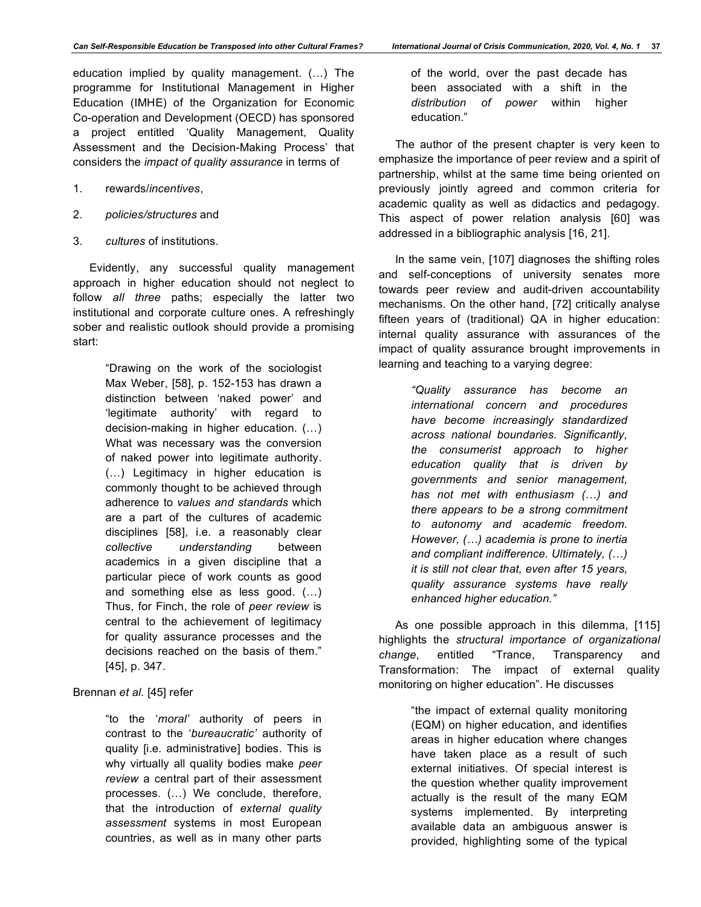education implied by quality management. (…) The programme for Institutional Management in Higher Education (IMHE) of the Organization for Economic Co-operation and Development (OECD) has sponsored a project entitled 'Quality Management, Quality Assessment and the Decision-Making Process' that considers the *impact of quality assurance* in terms of

1. rewards/*incentives*,
2. *policies/structures* and
3. *cultures* of institutions.

Evidently, any successful quality management approach in higher education should not neglect to follow *all three* paths; especially the latter two institutional and corporate culture ones. A refreshingly sober and realistic outlook should provide a promising start:

> "Drawing on the work of the sociologist Max Weber, [58], p. 152-153 has drawn a distinction between 'naked power' and 'legitimate authority' with regard to decision-making in higher education. (…) What was necessary was the conversion of naked power into legitimate authority. (…) Legitimacy in higher education is commonly thought to be achieved through adherence to *values and standards* which are a part of the cultures of academic disciplines [58], i.e. a reasonably clear *collective understanding* between academics in a given discipline that a particular piece of work counts as good and something else as less good. (…) Thus, for Finch, the role of *peer review* is central to the achievement of legitimacy for quality assurance processes and the decisions reached on the basis of them." [45], p. 347.

Brennan *et al*. [45] refer

> "to the '*moral'* authority of peers in contrast to the '*bureaucratic'* authority of quality [i.e. administrative] bodies. This is why virtually all quality bodies make *peer review* a central part of their assessment processes. (…) We conclude, therefore, that the introduction of *external quality assessment* systems in most European countries, as well as in many other parts of the world, over the past decade has been associated with a shift in the *distribution of power* within higher education."

The author of the present chapter is very keen to emphasize the importance of peer review and a spirit of partnership, whilst at the same time being oriented on previously jointly agreed and common criteria for academic quality as well as didactics and pedagogy. This aspect of power relation analysis [60] was addressed in a bibliographic analysis [16, 21].

In the same vein, [107] diagnoses the shifting roles and self-conceptions of university senates more towards peer review and audit-driven accountability mechanisms. On the other hand, [72] critically analyse fifteen years of (traditional) QA in higher education: internal quality assurance with assurances of the impact of quality assurance brought improvements in learning and teaching to a varying degree:

> *"Quality assurance has become an international concern and procedures have become increasingly standardized across national boundaries. Significantly, the consumerist approach to higher education quality that is driven by governments and senior management, has not met with enthusiasm (…) and there appears to be a strong commitment to autonomy and academic freedom. However, (…) academia is prone to inertia and compliant indifference. Ultimately, (…) it is still not clear that, even after 15 years, quality assurance systems have really enhanced higher education."*

As one possible approach in this dilemma, [115] highlights the *structural importance of organizational change*, entitled "Trance, Transparency and Transformation: The impact of external quality monitoring on higher education". He discusses

> "the impact of external quality monitoring (EQM) on higher education, and identifies areas in higher education where changes have taken place as a result of such external initiatives. Of special interest is the question whether quality improvement actually is the result of the many EQM systems implemented. By interpreting available data an ambiguous answer is provided, highlighting some of the typical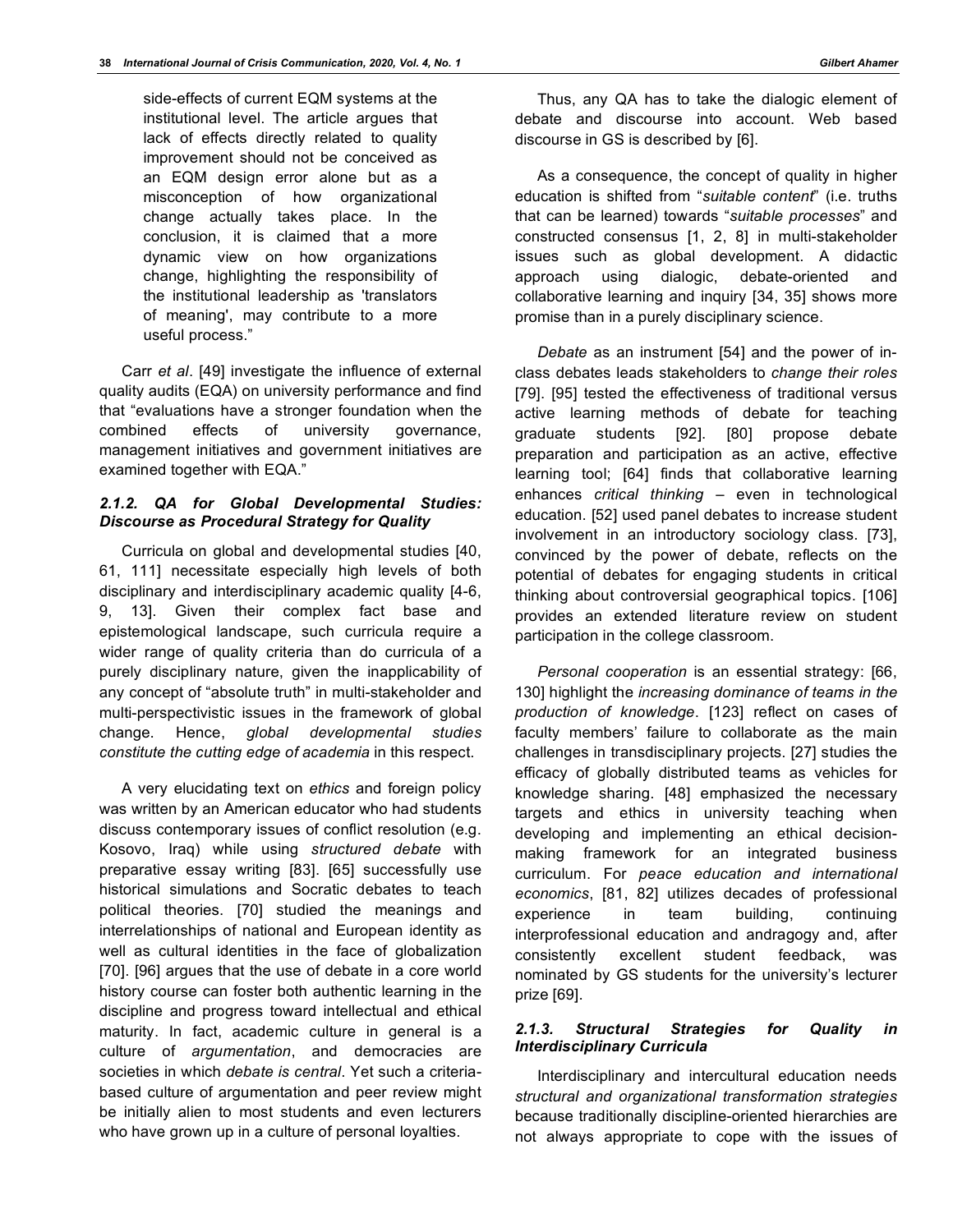side-effects of current EQM systems at the institutional level. The article argues that lack of effects directly related to quality improvement should not be conceived as an EQM design error alone but as a misconception of how organizational change actually takes place. In the conclusion, it is claimed that a more dynamic view on how organizations change, highlighting the responsibility of the institutional leadership as 'translators of meaning', may contribute to a more useful process."

Carr *et al*. [49] investigate the influence of external quality audits (EQA) on university performance and find that "evaluations have a stronger foundation when the combined effects of university governance, management initiatives and government initiatives are examined together with EQA."

### 2.1.2. QA for Global Developmental Studies: Discourse as Procedural Strategy for Quality

Curricula on global and developmental studies [40, 61, 111] necessitate especially high levels of both disciplinary and interdisciplinary academic quality [4-6, 9, 13]. Given their complex fact base and epistemological landscape, such curricula require a wider range of quality criteria than do curricula of a purely disciplinary nature, given the inapplicability of any concept of "absolute truth" in multi-stakeholder and multi-perspectivistic issues in the framework of global change. Hence, *global developmental studies constitute the cutting edge of academia* in this respect.

A very elucidating text on *ethics* and foreign policy was written by an American educator who had students discuss contemporary issues of conflict resolution (e.g. Kosovo, Iraq) while using *structured debate* with preparative essay writing [83]. [65] successfully use historical simulations and Socratic debates to teach political theories. [70] studied the meanings and interrelationships of national and European identity as well as cultural identities in the face of globalization [70]. [96] argues that the use of debate in a core world history course can foster both authentic learning in the discipline and progress toward intellectual and ethical maturity. In fact, academic culture in general is a culture of *argumentation*, and democracies are societies in which *debate is central*. Yet such a criteria-based culture of argumentation and peer review might be initially alien to most students and even lecturers who have grown up in a culture of personal loyalties.

Thus, any QA has to take the dialogic element of debate and discourse into account. Web based discourse in GS is described by [6].

As a consequence, the concept of quality in higher education is shifted from "*suitable content*" (i.e. truths that can be learned) towards "*suitable processes*" and constructed consensus [1, 2, 8] in multi-stakeholder issues such as global development. A didactic approach using dialogic, debate-oriented and collaborative learning and inquiry [34, 35] shows more promise than in a purely disciplinary science.

*Debate* as an instrument [54] and the power of in-class debates leads stakeholders to *change their roles* [79]. [95] tested the effectiveness of traditional versus active learning methods of debate for teaching graduate students [92]. [80] propose debate preparation and participation as an active, effective learning tool; [64] finds that collaborative learning enhances *critical thinking* – even in technological education. [52] used panel debates to increase student involvement in an introductory sociology class. [73], convinced by the power of debate, reflects on the potential of debates for engaging students in critical thinking about controversial geographical topics. [106] provides an extended literature review on student participation in the college classroom.

*Personal cooperation* is an essential strategy: [66, 130] highlight the *increasing dominance of teams in the production of knowledge*. [123] reflect on cases of faculty members' failure to collaborate as the main challenges in transdisciplinary projects. [27] studies the efficacy of globally distributed teams as vehicles for knowledge sharing. [48] emphasized the necessary targets and ethics in university teaching when developing and implementing an ethical decision-making framework for an integrated business curriculum. For *peace education and international economics*, [81, 82] utilizes decades of professional experience in team building, continuing interprofessional education and andragogy and, after consistently excellent student feedback, was nominated by GS students for the university's lecturer prize [69].

### 2.1.3. Structural Strategies for Quality in Interdisciplinary Curricula

Interdisciplinary and intercultural education needs *structural and organizational transformation strategies* because traditionally discipline-oriented hierarchies are not always appropriate to cope with the issues of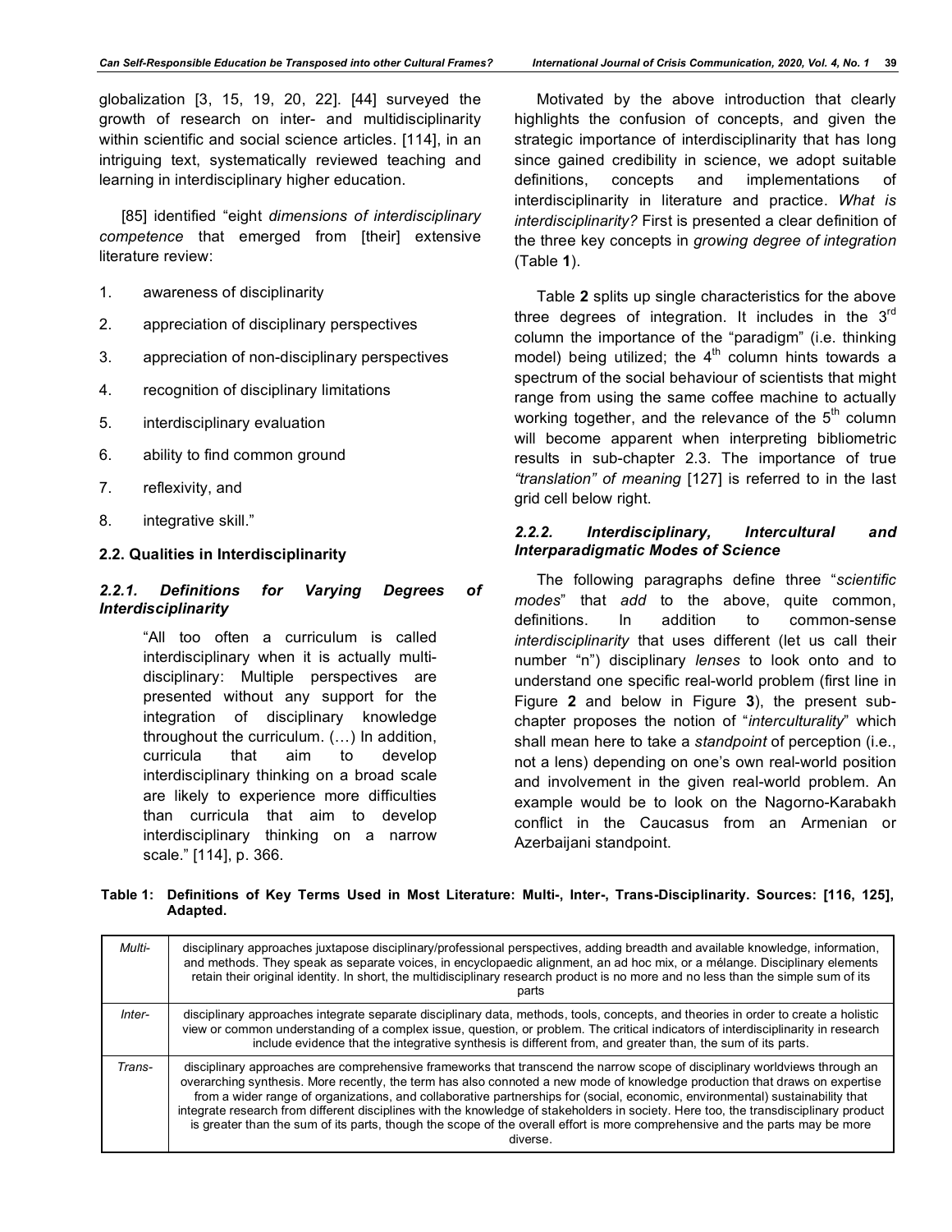globalization [3, 15, 19, 20, 22]. [44] surveyed the growth of research on inter- and multidisciplinarity within scientific and social science articles. [114], in an intriguing text, systematically reviewed teaching and learning in interdisciplinary higher education.

[85] identified "eight *dimensions of interdisciplinary competence* that emerged from [their] extensive literature review:

1. awareness of disciplinarity
2. appreciation of disciplinary perspectives
3. appreciation of non-disciplinary perspectives
4. recognition of disciplinary limitations
5. interdisciplinary evaluation
6. ability to find common ground
7. reflexivity, and
8. integrative skill."

## 2.2. Qualities in Interdisciplinarity

### *2.2.1. Definitions for Varying Degrees of Interdisciplinarity*

> "All too often a curriculum is called interdisciplinary when it is actually multi-disciplinary: Multiple perspectives are presented without any support for the integration of disciplinary knowledge throughout the curriculum. (…) In addition, curricula that aim to develop interdisciplinary thinking on a broad scale are likely to experience more difficulties than curricula that aim to develop interdisciplinary thinking on a narrow scale." [114], p. 366.

Motivated by the above introduction that clearly highlights the confusion of concepts, and given the strategic importance of interdisciplinarity that has long since gained credibility in science, we adopt suitable definitions, concepts and implementations of interdisciplinarity in literature and practice. *What is interdisciplinarity?* First is presented a clear definition of the three key concepts in *growing degree of integration* (Table **1**).

Table **2** splits up single characteristics for the above three degrees of integration. It includes in the 3rd column the importance of the "paradigm" (i.e. thinking model) being utilized; the 4th column hints towards a spectrum of the social behaviour of scientists that might range from using the same coffee machine to actually working together, and the relevance of the 5th column will become apparent when interpreting bibliometric results in sub-chapter 2.3. The importance of true *"translation" of meaning* [127] is referred to in the last grid cell below right.

### *2.2.2. Interdisciplinary, Intercultural and Interparadigmatic Modes of Science*

The following paragraphs define three "*scientific modes*" that *add* to the above, quite common, definitions. In addition to common-sense *interdisciplinarity* that uses different (let us call their number "n") disciplinary *lenses* to look onto and to understand one specific real-world problem (first line in Figure **2** and below in Figure **3**), the present sub-chapter proposes the notion of "*interculturality*" which shall mean here to take a *standpoint* of perception (i.e., not a lens) depending on one's own real-world position and involvement in the given real-world problem. An example would be to look on the Nagorno-Karabakh conflict in the Caucasus from an Armenian or Azerbaijani standpoint.

**Table 1: Definitions of Key Terms Used in Most Literature: Multi-, Inter-, Trans-Disciplinarity. Sources: [116, 125], Adapted.**

| | |
|---|---|
| *Multi-* | disciplinary approaches juxtapose disciplinary/professional perspectives, adding breadth and available knowledge, information, and methods. They speak as separate voices, in encyclopaedic alignment, an ad hoc mix, or a mélange. Disciplinary elements retain their original identity. In short, the multidisciplinary research product is no more and no less than the simple sum of its parts |
| *Inter-* | disciplinary approaches integrate separate disciplinary data, methods, tools, concepts, and theories in order to create a holistic view or common understanding of a complex issue, question, or problem. The critical indicators of interdisciplinarity in research include evidence that the integrative synthesis is different from, and greater than, the sum of its parts. |
| *Trans-* | disciplinary approaches are comprehensive frameworks that transcend the narrow scope of disciplinary worldviews through an overarching synthesis. More recently, the term has also connoted a new mode of knowledge production that draws on expertise from a wider range of organizations, and collaborative partnerships for (social, economic, environmental) sustainability that integrate research from different disciplines with the knowledge of stakeholders in society. Here too, the transdisciplinary product is greater than the sum of its parts, though the scope of the overall effort is more comprehensive and the parts may be more diverse. |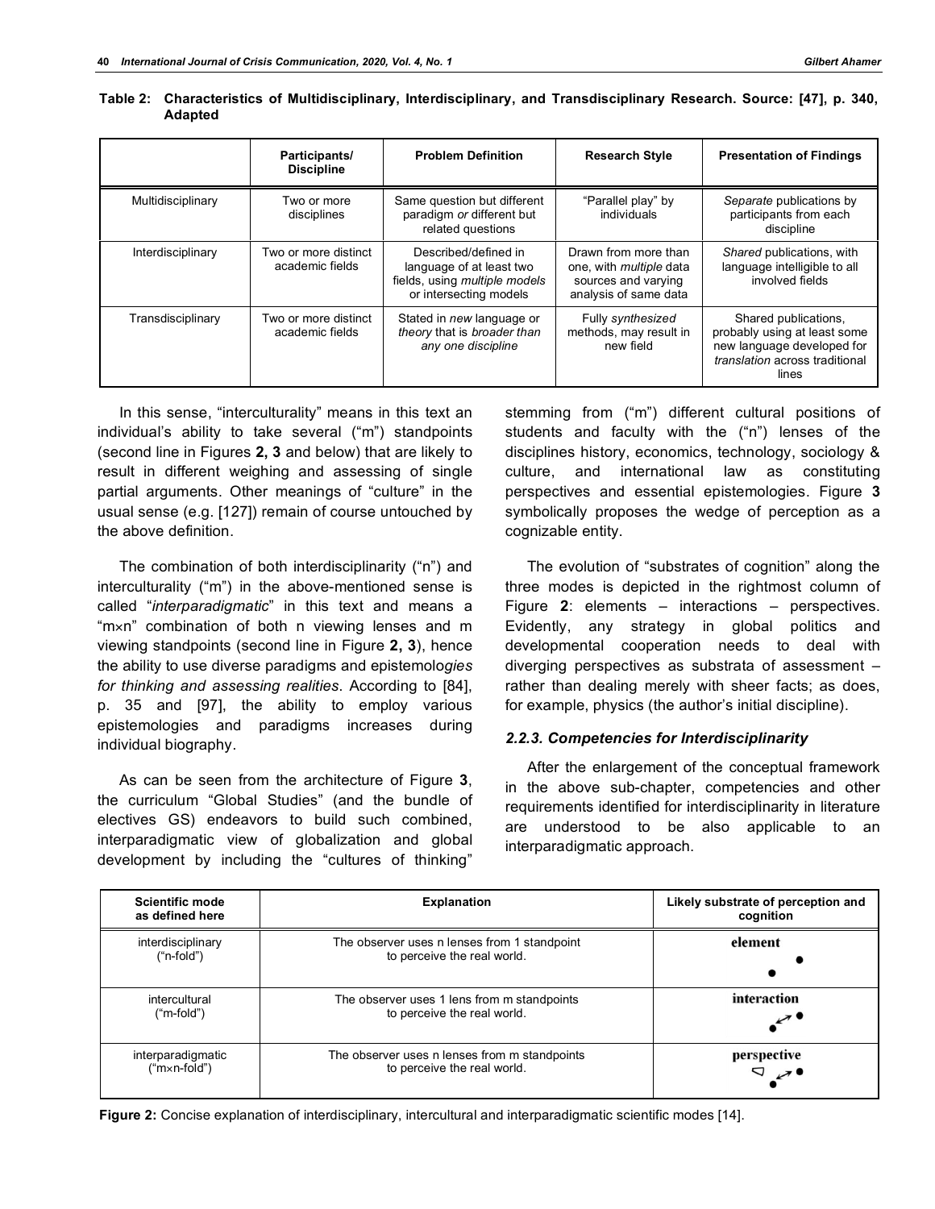**Table 2: Characteristics of Multidisciplinary, Interdisciplinary, and Transdisciplinary Research. Source: [47], p. 340, Adapted**

| | Participants/ Discipline | Problem Definition | Research Style | Presentation of Findings |
|---|---|---|---|---|
| Multidisciplinary | Two or more disciplines | Same question but different paradigm *or* different but related questions | "Parallel play" by individuals | *Separate* publications by participants from each discipline |
| Interdisciplinary | Two or more distinct academic fields | Described/defined in language of at least two fields, using *multiple models* or intersecting models | Drawn from more than one, with *multiple* data sources and varying analysis of same data | *Shared* publications, with language intelligible to all involved fields |
| Transdisciplinary | Two or more distinct academic fields | Stated in *new* language or *theory* that is *broader than any one discipline* | Fully *synthesized* methods, may result in new field | Shared publications, probably using at least some new language developed for *translation* across traditional lines |

In this sense, "interculturality" means in this text an individual's ability to take several ("m") standpoints (second line in Figures **2, 3** and below) that are likely to result in different weighing and assessing of single partial arguments. Other meanings of "culture" in the usual sense (e.g. [127]) remain of course untouched by the above definition.

The combination of both interdisciplinarity ("n") and interculturality ("m") in the above-mentioned sense is called "*interparadigmatic*" in this text and means a "m×n" combination of both n viewing lenses and m viewing standpoints (second line in Figure **2, 3**), hence the ability to use diverse paradigms and epistemolo*gies for thinking and assessing realities*. According to [84], p. 35 and [97], the ability to employ various epistemologies and paradigms increases during individual biography.

As can be seen from the architecture of Figure **3**, the curriculum "Global Studies" (and the bundle of electives GS) endeavors to build such combined, interparadigmatic view of globalization and global development by including the "cultures of thinking" stemming from ("m") different cultural positions of students and faculty with the ("n") lenses of the disciplines history, economics, technology, sociology & culture, and international law as constituting perspectives and essential epistemologies. Figure **3** symbolically proposes the wedge of perception as a cognizable entity.

The evolution of "substrates of cognition" along the three modes is depicted in the rightmost column of Figure **2**: elements – interactions – perspectives. Evidently, any strategy in global politics and developmental cooperation needs to deal with diverging perspectives as substrata of assessment – rather than dealing merely with sheer facts; as does, for example, physics (the author's initial discipline).

### 2.2.3. Competencies for Interdisciplinarity

After the enlargement of the conceptual framework in the above sub-chapter, competencies and other requirements identified for interdisciplinarity in literature are understood to be also applicable to an interparadigmatic approach.

| Scientific mode as defined here | Explanation | Likely substrate of perception and cognition |
|---|---|---|
| interdisciplinary ("n-fold") | The observer uses n lenses from 1 standpoint to perceive the real world. | element |
| intercultural ("m-fold") | The observer uses 1 lens from m standpoints to perceive the real world. | interaction |
| interparadigmatic ("m×n-fold") | The observer uses n lenses from m standpoints to perceive the real world. | perspective |

**Figure 2:** Concise explanation of interdisciplinary, intercultural and interparadigmatic scientific modes [14].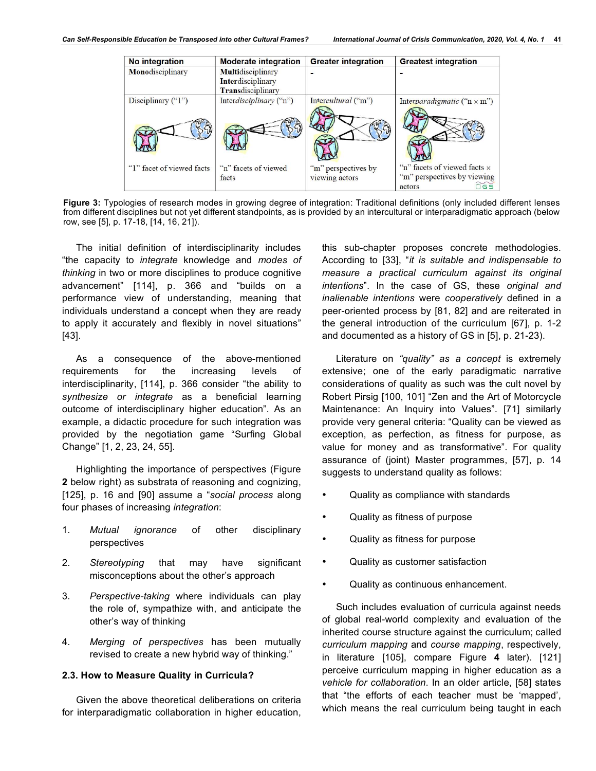| No integration | Moderate integration | Greater integration | Greatest integration |
|---|---|---|---|
| **Mono**disciplinary | **Multi**disciplinary **Inter**disciplinary **Trans**disciplinary | - | - |
| Disciplinary ("1") | Inter*disciplinary* ("n") | Inter*cultural* ("m") | Inter*paradigmatic* ("n × m") |
| "1" facet of viewed facts | "n" facets of viewed facts | "m" perspectives by viewing actors | "n" facets of viewed facts × "m" perspectives by viewing actors |

**Figure 3:** Typologies of research modes in growing degree of integration: Traditional definitions (only included different lenses from different disciplines but not yet different standpoints, as is provided by an intercultural or interparadigmatic approach (below row, see [5], p. 17-18, [14, 16, 21]).

The initial definition of interdisciplinarity includes "the capacity to *integrate* knowledge and *modes of thinking* in two or more disciplines to produce cognitive advancement" [114], p. 366 and "builds on a performance view of understanding, meaning that individuals understand a concept when they are ready to apply it accurately and flexibly in novel situations" [43].

As a consequence of the above-mentioned requirements for the increasing levels of interdisciplinarity, [114], p. 366 consider "the ability to *synthesize or integrate* as a beneficial learning outcome of interdisciplinary higher education". As an example, a didactic procedure for such integration was provided by the negotiation game "Surfing Global Change" [1, 2, 23, 24, 55].

Highlighting the importance of perspectives (Figure **2** below right) as substrata of reasoning and cognizing, [125], p. 16 and [90] assume a "*social process* along four phases of increasing *integration*:

1. *Mutual ignorance* of other disciplinary perspectives
2. *Stereotyping* that may have significant misconceptions about the other's approach
3. *Perspective-taking* where individuals can play the role of, sympathize with, and anticipate the other's way of thinking
4. *Merging of perspectives* has been mutually revised to create a new hybrid way of thinking."

### 2.3. How to Measure Quality in Curricula?

Given the above theoretical deliberations on criteria for interparadigmatic collaboration in higher education, this sub-chapter proposes concrete methodologies. According to [33], "*it is suitable and indispensable to measure a practical curriculum against its original intentions*". In the case of GS, these *original and inalienable intentions* were *cooperatively* defined in a peer-oriented process by [81, 82] and are reiterated in the general introduction of the curriculum [67], p. 1-2 and documented as a history of GS in [5], p. 21-23).

Literature on *"quality" as a concept* is extremely extensive; one of the early paradigmatic narrative considerations of quality as such was the cult novel by Robert Pirsig [100, 101] "Zen and the Art of Motorcycle Maintenance: An Inquiry into Values". [71] similarly provide very general criteria: "Quality can be viewed as exception, as perfection, as fitness for purpose, as value for money and as transformative". For quality assurance of (joint) Master programmes, [57], p. 14 suggests to understand quality as follows:

- Quality as compliance with standards
- Quality as fitness of purpose
- Quality as fitness for purpose
- Quality as customer satisfaction
- Quality as continuous enhancement.

Such includes evaluation of curricula against needs of global real-world complexity and evaluation of the inherited course structure against the curriculum; called *curriculum mapping* and *course mapping*, respectively, in literature [105], compare Figure **4** later). [121] perceive curriculum mapping in higher education as a *vehicle for collaboration*. In an older article, [58] states that "the efforts of each teacher must be 'mapped', which means the real curriculum being taught in each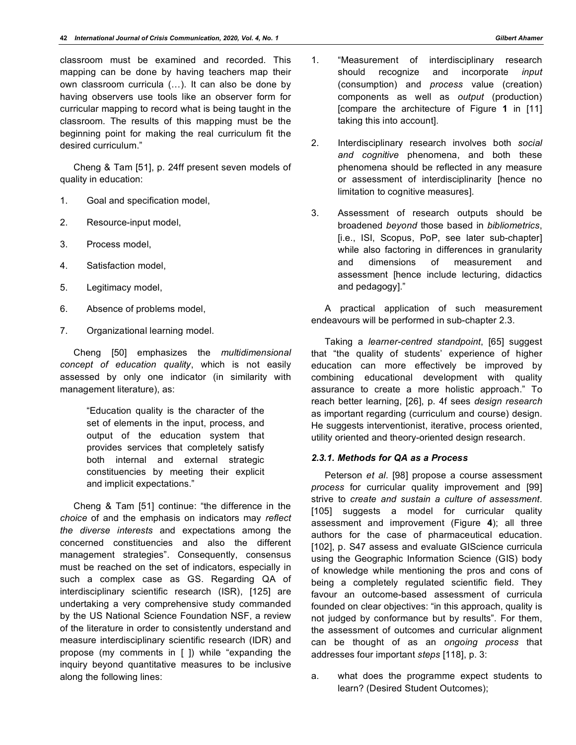classroom must be examined and recorded. This mapping can be done by having teachers map their own classroom curricula (…). It can also be done by having observers use tools like an observer form for curricular mapping to record what is being taught in the classroom. The results of this mapping must be the beginning point for making the real curriculum fit the desired curriculum."

Cheng & Tam [51], p. 24ff present seven models of quality in education:

1. Goal and specification model,
2. Resource-input model,
3. Process model,
4. Satisfaction model,
5. Legitimacy model,
6. Absence of problems model,
7. Organizational learning model.

Cheng [50] emphasizes the *multidimensional concept of education quality*, which is not easily assessed by only one indicator (in similarity with management literature), as:

> "Education quality is the character of the set of elements in the input, process, and output of the education system that provides services that completely satisfy both internal and external strategic constituencies by meeting their explicit and implicit expectations."

Cheng & Tam [51] continue: "the difference in the *choice* of and the emphasis on indicators may *reflect the diverse interests* and expectations among the concerned constituencies and also the different management strategies". Consequently, consensus must be reached on the set of indicators, especially in such a complex case as GS. Regarding QA of interdisciplinary scientific research (ISR), [125] are undertaking a very comprehensive study commanded by the US National Science Foundation NSF, a review of the literature in order to consistently understand and measure interdisciplinary scientific research (IDR) and propose (my comments in [ ]) while "expanding the inquiry beyond quantitative measures to be inclusive along the following lines:

1. "Measurement of interdisciplinary research should recognize and incorporate *input* (consumption) and *process* value (creation) components as well as *output* (production) [compare the architecture of Figure **1** in [11] taking this into account].
2. Interdisciplinary research involves both *social and cognitive* phenomena, and both these phenomena should be reflected in any measure or assessment of interdisciplinarity [hence no limitation to cognitive measures].
3. Assessment of research outputs should be broadened *beyond* those based in *bibliometrics*, [i.e., ISI, Scopus, PoP, see later sub-chapter] while also factoring in differences in granularity and dimensions of measurement and assessment [hence include lecturing, didactics and pedagogy]."

A practical application of such measurement endeavours will be performed in sub-chapter 2.3.

Taking a *learner-centred standpoint*, [65] suggest that "the quality of students' experience of higher education can more effectively be improved by combining educational development with quality assurance to create a more holistic approach." To reach better learning, [26], p. 4f sees *design research* as important regarding (curriculum and course) design. He suggests interventionist, iterative, process oriented, utility oriented and theory-oriented design research.

### *2.3.1. Methods for QA as a Process*

Peterson *et al*. [98] propose a course assessment *process* for curricular quality improvement and [99] strive to *create and sustain a culture of assessment*. [105] suggests a model for curricular quality assessment and improvement (Figure **4**); all three authors for the case of pharmaceutical education. [102], p. S47 assess and evaluate GIScience curricula using the Geographic Information Science (GIS) body of knowledge while mentioning the pros and cons of being a completely regulated scientific field. They favour an outcome-based assessment of curricula founded on clear objectives: "in this approach, quality is not judged by conformance but by results". For them, the assessment of outcomes and curricular alignment can be thought of as an *ongoing process* that addresses four important *steps* [118], p. 3:

a. what does the programme expect students to learn? (Desired Student Outcomes);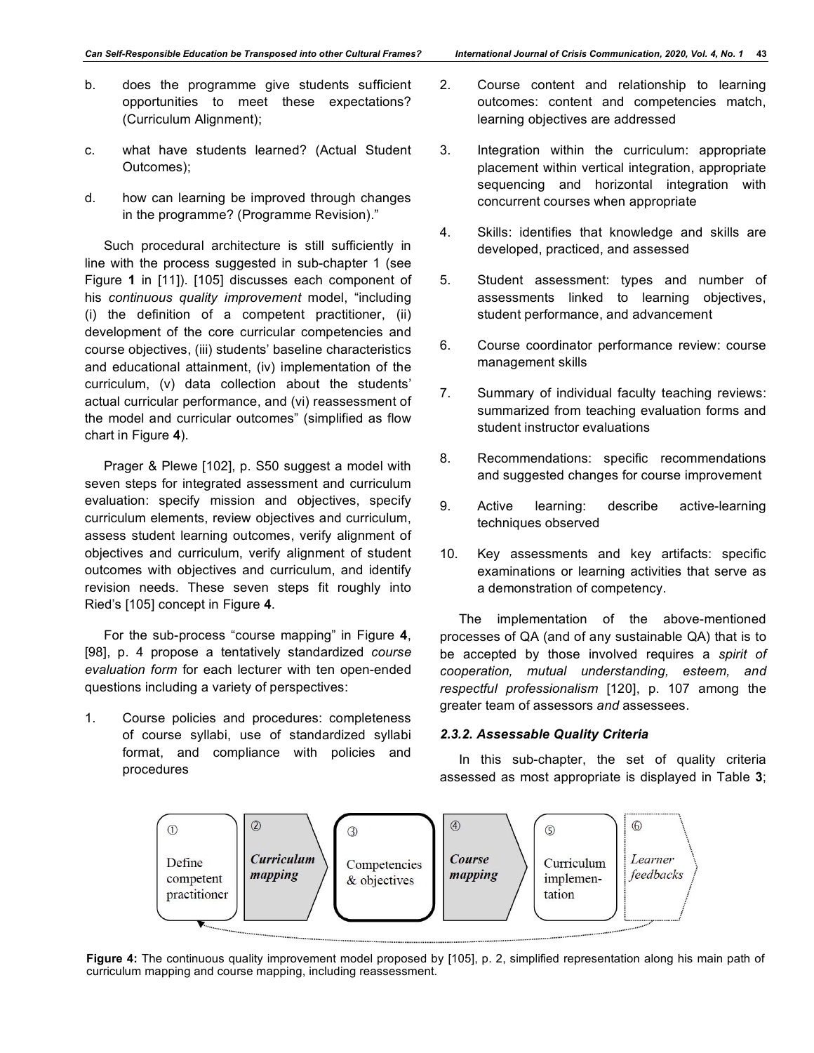b. does the programme give students sufficient opportunities to meet these expectations? (Curriculum Alignment);

c. what have students learned? (Actual Student Outcomes);

d. how can learning be improved through changes in the programme? (Programme Revision)."

Such procedural architecture is still sufficiently in line with the process suggested in sub-chapter 1 (see Figure **1** in [11]). [105] discusses each component of his *continuous quality improvement* model, "including (i) the definition of a competent practitioner, (ii) development of the core curricular competencies and course objectives, (iii) students' baseline characteristics and educational attainment, (iv) implementation of the curriculum, (v) data collection about the students' actual curricular performance, and (vi) reassessment of the model and curricular outcomes" (simplified as flow chart in Figure **4**).

Prager & Plewe [102], p. S50 suggest a model with seven steps for integrated assessment and curriculum evaluation: specify mission and objectives, specify curriculum elements, review objectives and curriculum, assess student learning outcomes, verify alignment of objectives and curriculum, verify alignment of student outcomes with objectives and curriculum, and identify revision needs. These seven steps fit roughly into Ried's [105] concept in Figure **4**.

For the sub-process "course mapping" in Figure **4**, [98], p. 4 propose a tentatively standardized *course evaluation form* for each lecturer with ten open-ended questions including a variety of perspectives:

1. Course policies and procedures: completeness of course syllabi, use of standardized syllabi format, and compliance with policies and procedures

2. Course content and relationship to learning outcomes: content and competencies match, learning objectives are addressed

3. Integration within the curriculum: appropriate placement within vertical integration, appropriate sequencing and horizontal integration with concurrent courses when appropriate

4. Skills: identifies that knowledge and skills are developed, practiced, and assessed

5. Student assessment: types and number of assessments linked to learning objectives, student performance, and advancement

6. Course coordinator performance review: course management skills

7. Summary of individual faculty teaching reviews: summarized from teaching evaluation forms and student instructor evaluations

8. Recommendations: specific recommendations and suggested changes for course improvement

9. Active learning: describe active-learning techniques observed

10. Key assessments and key artifacts: specific examinations or learning activities that serve as a demonstration of competency.

The implementation of the above-mentioned processes of QA (and of any sustainable QA) that is to be accepted by those involved requires a *spirit of cooperation, mutual understanding, esteem, and respectful professionalism* [120], p. 107 among the greater team of assessors *and* assessees.

### *2.3.2. Assessable Quality Criteria*

In this sub-chapter, the set of quality criteria assessed as most appropriate is displayed in Table **3**;

① Define competent practitioner → ② ***Curriculum mapping*** → ③ Competencies & objectives → ④ ***Course mapping*** → ⑤ Curriculum implemen-tation → ⑥ *Learner feedbacks*

**Figure 4:** The continuous quality improvement model proposed by [105], p. 2, simplified representation along his main path of curriculum mapping and course mapping, including reassessment.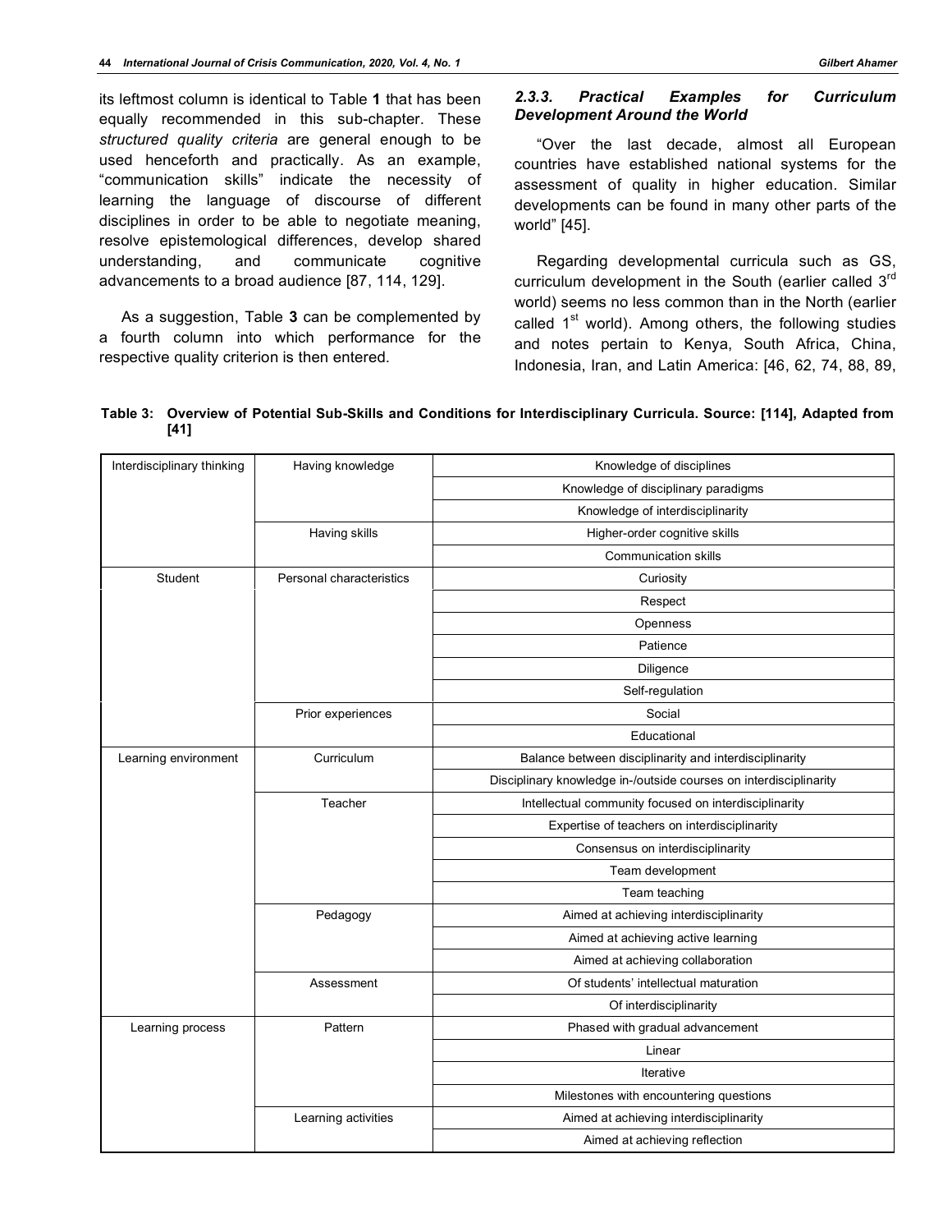its leftmost column is identical to Table **1** that has been equally recommended in this sub-chapter. These *structured quality criteria* are general enough to be used henceforth and practically. As an example, "communication skills" indicate the necessity of learning the language of discourse of different disciplines in order to be able to negotiate meaning, resolve epistemological differences, develop shared understanding, and communicate cognitive advancements to a broad audience [87, 114, 129].

As a suggestion, Table **3** can be complemented by a fourth column into which performance for the respective quality criterion is then entered.

#### *2.3.3. Practical Examples for Curriculum Development Around the World*

"Over the last decade, almost all European countries have established national systems for the assessment of quality in higher education. Similar developments can be found in many other parts of the world" [45].

Regarding developmental curricula such as GS, curriculum development in the South (earlier called 3rd world) seems no less common than in the North (earlier called 1st world). Among others, the following studies and notes pertain to Kenya, South Africa, China, Indonesia, Iran, and Latin America: [46, 62, 74, 88, 89,

**Table 3: Overview of Potential Sub-Skills and Conditions for Interdisciplinary Curricula. Source: [114], Adapted from [41]**

| | | |
|---|---|---|
| Interdisciplinary thinking | Having knowledge | Knowledge of disciplines |
| | | Knowledge of disciplinary paradigms |
| | | Knowledge of interdisciplinarity |
| | Having skills | Higher-order cognitive skills |
| | | Communication skills |
| Student | Personal characteristics | Curiosity |
| | | Respect |
| | | Openness |
| | | Patience |
| | | Diligence |
| | | Self-regulation |
| | Prior experiences | Social |
| | | Educational |
| Learning environment | Curriculum | Balance between disciplinarity and interdisciplinarity |
| | | Disciplinary knowledge in-/outside courses on interdisciplinarity |
| | Teacher | Intellectual community focused on interdisciplinarity |
| | | Expertise of teachers on interdisciplinarity |
| | | Consensus on interdisciplinarity |
| | | Team development |
| | | Team teaching |
| | Pedagogy | Aimed at achieving interdisciplinarity |
| | | Aimed at achieving active learning |
| | | Aimed at achieving collaboration |
| | Assessment | Of students' intellectual maturation |
| | | Of interdisciplinarity |
| Learning process | Pattern | Phased with gradual advancement |
| | | Linear |
| | | Iterative |
| | | Milestones with encountering questions |
| | Learning activities | Aimed at achieving interdisciplinarity |
| | | Aimed at achieving reflection |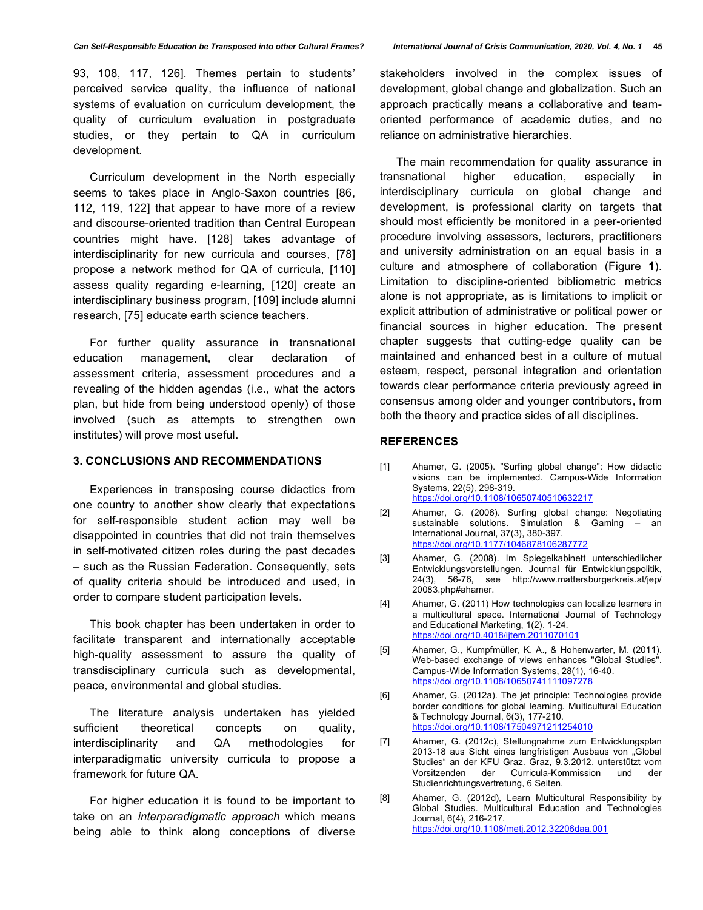93, 108, 117, 126]. Themes pertain to students' perceived service quality, the influence of national systems of evaluation on curriculum development, the quality of curriculum evaluation in postgraduate studies, or they pertain to QA in curriculum development.

Curriculum development in the North especially seems to takes place in Anglo-Saxon countries [86, 112, 119, 122] that appear to have more of a review and discourse-oriented tradition than Central European countries might have. [128] takes advantage of interdisciplinarity for new curricula and courses, [78] propose a network method for QA of curricula, [110] assess quality regarding e-learning, [120] create an interdisciplinary business program, [109] include alumni research, [75] educate earth science teachers.

For further quality assurance in transnational education management, clear declaration of assessment criteria, assessment procedures and a revealing of the hidden agendas (i.e., what the actors plan, but hide from being understood openly) of those involved (such as attempts to strengthen own institutes) will prove most useful.

## 3. CONCLUSIONS AND RECOMMENDATIONS

Experiences in transposing course didactics from one country to another show clearly that expectations for self-responsible student action may well be disappointed in countries that did not train themselves in self-motivated citizen roles during the past decades – such as the Russian Federation. Consequently, sets of quality criteria should be introduced and used, in order to compare student participation levels.

This book chapter has been undertaken in order to facilitate transparent and internationally acceptable high-quality assessment to assure the quality of transdisciplinary curricula such as developmental, peace, environmental and global studies.

The literature analysis undertaken has yielded sufficient theoretical concepts on quality, interdisciplinarity and QA methodologies for interparadigmatic university curricula to propose a framework for future QA.

For higher education it is found to be important to take on an *interparadigmatic approach* which means being able to think along conceptions of diverse stakeholders involved in the complex issues of development, global change and globalization. Such an approach practically means a collaborative and team-oriented performance of academic duties, and no reliance on administrative hierarchies.

The main recommendation for quality assurance in transnational higher education, especially in interdisciplinary curricula on global change and development, is professional clarity on targets that should most efficiently be monitored in a peer-oriented procedure involving assessors, lecturers, practitioners and university administration on an equal basis in a culture and atmosphere of collaboration (Figure **1**). Limitation to discipline-oriented bibliometric metrics alone is not appropriate, as is limitations to implicit or explicit attribution of administrative or political power or financial sources in higher education. The present chapter suggests that cutting-edge quality can be maintained and enhanced best in a culture of mutual esteem, respect, personal integration and orientation towards clear performance criteria previously agreed in consensus among older and younger contributors, from both the theory and practice sides of all disciplines.

## REFERENCES

[1] Ahamer, G. (2005). "Surfing global change": How didactic visions can be implemented. Campus-Wide Information Systems, 22(5), 298-319. https://doi.org/10.1108/10650740510632217

[2] Ahamer, G. (2006). Surfing global change: Negotiating sustainable solutions. Simulation & Gaming – an International Journal, 37(3), 380-397. https://doi.org/10.1177/1046878106287772

[3] Ahamer, G. (2008). Im Spiegelkabinett unterschiedlicher Entwicklungsvorstellungen. Journal für Entwicklungspolitik, 24(3), 56-76, see http://www.mattersburgerkreis.at/jep/20083.php#ahamer.

[4] Ahamer, G. (2011) How technologies can localize learners in a multicultural space. International Journal of Technology and Educational Marketing, 1(2), 1-24. https://doi.org/10.4018/ijtem.2011070101

[5] Ahamer, G., Kumpfmüller, K. A., & Hohenwarter, M. (2011). Web-based exchange of views enhances "Global Studies". Campus-Wide Information Systems, 28(1), 16-40. https://doi.org/10.1108/10650741111097278

[6] Ahamer, G. (2012a). The jet principle: Technologies provide border conditions for global learning. Multicultural Education & Technology Journal, 6(3), 177-210. https://doi.org/10.1108/17504971211254010

[7] Ahamer, G. (2012c), Stellungnahme zum Entwicklungsplan 2013-18 aus Sicht eines langfristigen Ausbaus von „Global Studies" an der KFU Graz. Graz, 9.3.2012. unterstützt vom Vorsitzenden der Curricula-Kommission und der Studienrichtungsvertretung, 6 Seiten.

[8] Ahamer, G. (2012d), Learn Multicultural Responsibility by Global Studies. Multicultural Education and Technologies Journal, 6(4), 216-217. https://doi.org/10.1108/metj.2012.32206daa.001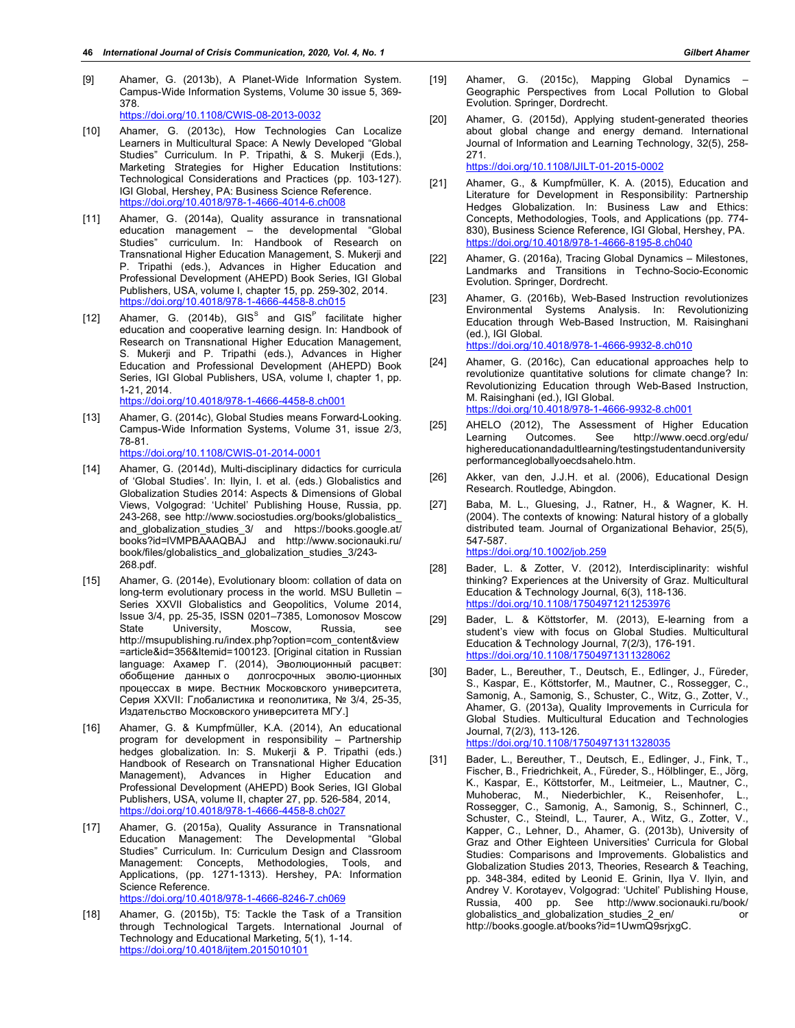[9] Ahamer, G. (2013b), A Planet-Wide Information System. Campus-Wide Information Systems, Volume 30 issue 5, 369-378.
https://doi.org/10.1108/CWIS-08-2013-0032

[10] Ahamer, G. (2013c), How Technologies Can Localize Learners in Multicultural Space: A Newly Developed "Global Studies" Curriculum. In P. Tripathi, & S. Mukerji (Eds.), Marketing Strategies for Higher Education Institutions: Technological Considerations and Practices (pp. 103-127). IGI Global, Hershey, PA: Business Science Reference.
https://doi.org/10.4018/978-1-4666-4014-6.ch008

[11] Ahamer, G. (2014a), Quality assurance in transnational education management – the developmental "Global Studies" curriculum. In: Handbook of Research on Transnational Higher Education Management, S. Mukerji and P. Tripathi (eds.), Advances in Higher Education and Professional Development (AHEPD) Book Series, IGI Global Publishers, USA, volume I, chapter 15, pp. 259-302, 2014.
https://doi.org/10.4018/978-1-4666-4458-8.ch015

[12] Ahamer, G. (2014b), $GIS^S$ and $GIS^P$ facilitate higher education and cooperative learning design. In: Handbook of Research on Transnational Higher Education Management, S. Mukerji and P. Tripathi (eds.), Advances in Higher Education and Professional Development (AHEPD) Book Series, IGI Global Publishers, USA, volume I, chapter 1, pp. 1-21, 2014.
https://doi.org/10.4018/978-1-4666-4458-8.ch001

[13] Ahamer, G. (2014c), Global Studies means Forward-Looking. Campus-Wide Information Systems, Volume 31, issue 2/3, 78-81.
https://doi.org/10.1108/CWIS-01-2014-0001

[14] Ahamer, G. (2014d), Multi-disciplinary didactics for curricula of 'Global Studies'. In: Ilyin, I. et al. (eds.) Globalistics and Globalization Studies 2014: Aspects & Dimensions of Global Views, Volgograd: 'Uchitel' Publishing House, Russia, pp. 243-268, see http://www.sociostudies.org/books/globalistics_and_globalization_studies_3/ and https://books.google.at/books?id=IVMPBAAAQBAJ and http://www.socionauki.ru/book/files/globalistics_and_globalization_studies_3/243-268.pdf.

[15] Ahamer, G. (2014e), Evolutionary bloom: collation of data on long-term evolutionary process in the world. MSU Bulletin – Series XXVII Globalistics and Geopolitics, Volume 2014, Issue 3/4, pp. 25-35, ISSN 0201–7385, Lomonosov Moscow State University, Moscow, Russia, see http://msupublishing.ru/index.php?option=com_content&view=article&id=356&Itemid=100123. [Original citation in Russian language: Ахамер Г. (2014), Эволюционный расцвет: обобщение данных о долгосрочных эволю-ционных процессах в мире. Вестник Московского университета, Серия XXVII: Глобалистика и геополитика, № 3/4, 25-35, Издательство Московского университета МГУ.]

[16] Ahamer, G. & Kumpfmüller, K.A. (2014), An educational program for development in responsibility – Partnership hedges globalization. In: S. Mukerji & P. Tripathi (eds.) Handbook of Research on Transnational Higher Education Management), Advances in Higher Education and Professional Development (AHEPD) Book Series, IGI Global Publishers, USA, volume II, chapter 27, pp. 526-584, 2014,
https://doi.org/10.4018/978-1-4666-4458-8.ch027

[17] Ahamer, G. (2015a), Quality Assurance in Transnational Education Management: The Developmental "Global Studies" Curriculum. In: Curriculum Design and Classroom Management: Concepts, Methodologies, Tools, and Applications, (pp. 1271-1313). Hershey, PA: Information Science Reference.
https://doi.org/10.4018/978-1-4666-8246-7.ch069

[18] Ahamer, G. (2015b), T5: Tackle the Task of a Transition through Technological Targets. International Journal of Technology and Educational Marketing, 5(1), 1-14.
https://doi.org/10.4018/ijtem.2015010101

[19] Ahamer, G. (2015c), Mapping Global Dynamics – Geographic Perspectives from Local Pollution to Global Evolution. Springer, Dordrecht.

[20] Ahamer, G. (2015d), Applying student-generated theories about global change and energy demand. International Journal of Information and Learning Technology, 32(5), 258-271.
https://doi.org/10.1108/IJILT-01-2015-0002

[21] Ahamer, G., & Kumpfmüller, K. A. (2015), Education and Literature for Development in Responsibility: Partnership Hedges Globalization. In: Business Law and Ethics: Concepts, Methodologies, Tools, and Applications (pp. 774-830), Business Science Reference, IGI Global, Hershey, PA.
https://doi.org/10.4018/978-1-4666-8195-8.ch040

[22] Ahamer, G. (2016a), Tracing Global Dynamics – Milestones, Landmarks and Transitions in Techno-Socio-Economic Evolution. Springer, Dordrecht.

[23] Ahamer, G. (2016b), Web-Based Instruction revolutionizes Environmental Systems Analysis. In: Revolutionizing Education through Web-Based Instruction, M. Raisinghani (ed.), IGI Global.
https://doi.org/10.4018/978-1-4666-9932-8.ch010

[24] Ahamer, G. (2016c), Can educational approaches help to revolutionize quantitative solutions for climate change? In: Revolutionizing Education through Web-Based Instruction, M. Raisinghani (ed.), IGI Global.
https://doi.org/10.4018/978-1-4666-9932-8.ch001

[25] AHELO (2012), The Assessment of Higher Education Learning Outcomes. See http://www.oecd.org/edu/highereducationandadultlearning/testingstudentanduniversityperformancegloballyoecdsahelo.htm.

[26] Akker, van den, J.J.H. et al. (2006), Educational Design Research. Routledge, Abingdon.

[27] Baba, M. L., Gluesing, J., Ratner, H., & Wagner, K. H. (2004). The contexts of knowing: Natural history of a globally distributed team. Journal of Organizational Behavior, 25(5), 547-587.
https://doi.org/10.1002/job.259

[28] Bader, L. & Zotter, V. (2012), Interdisciplinarity: wishful thinking? Experiences at the University of Graz. Multicultural Education & Technology Journal, 6(3), 118-136.
https://doi.org/10.1108/17504971211253976

[29] Bader, L. & Köttstorfer, M. (2013), E-learning from a student's view with focus on Global Studies. Multicultural Education & Technology Journal, 7(2/3), 176-191.
https://doi.org/10.1108/17504971311328062

[30] Bader, L., Bereuther, T., Deutsch, E., Edlinger, J., Füreder, S., Kaspar, E., Köttstorfer, M., Mautner, C., Rossegger, C., Samonig, A., Samonig, S., Schuster, C., Witz, G., Zotter, V., Ahamer, G. (2013a), Quality Improvements in Curricula for Global Studies. Multicultural Education and Technologies Journal, 7(2/3), 113-126.
https://doi.org/10.1108/17504971311328035

[31] Bader, L., Bereuther, T., Deutsch, E., Edlinger, J., Fink, T., Fischer, B., Friedrichkeit, A., Füreder, S., Hölblinger, E., Jörg, K., Kaspar, E., Köttstorfer, M., Leitmeier, L., Mautner, C., Muhoberac, M., Niederbichler, K., Reisenhofer, L., Rossegger, C., Samonig, A., Samonig, S., Schinnerl, C., Schuster, C., Steindl, L., Taurer, A., Witz, G., Zotter, V., Kapper, C., Lehner, D., Ahamer, G. (2013b), University of Graz and Other Eighteen Universities' Curricula for Global Studies: Comparisons and Improvements. Globalistics and Globalization Studies 2013, Theories, Research & Teaching, pp. 348-384, edited by Leonid E. Grinin, Ilya V. Ilyin, and Andrey V. Korotayev, Volgograd: 'Uchitel' Publishing House, Russia, 400 pp. See http://www.socionauki.ru/book/globalistics_and_globalization_studies_2_en/ or http://books.google.at/books?id=1UwmQ9srjxgC.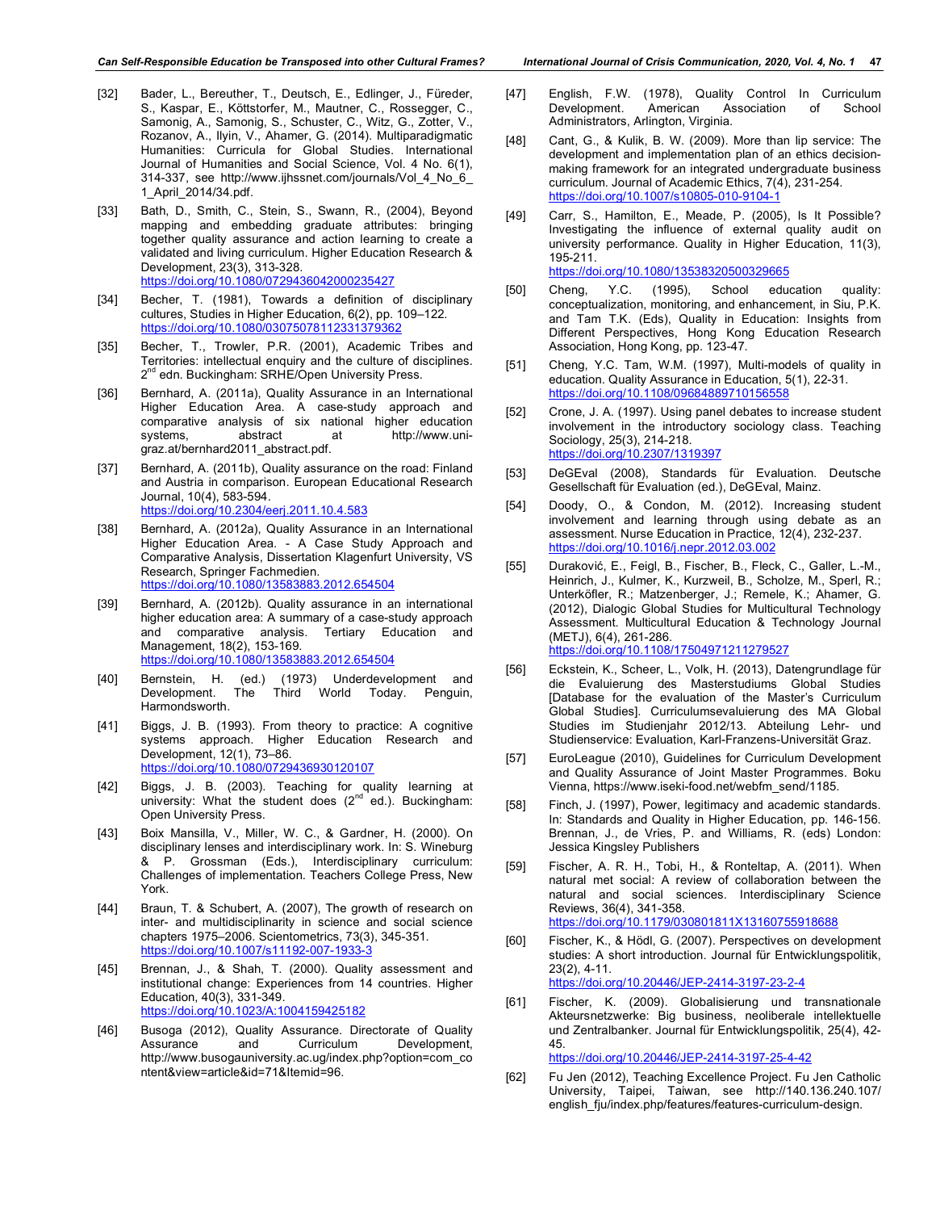[32] Bader, L., Bereuther, T., Deutsch, E., Edlinger, J., Füreder, S., Kaspar, E., Köttstorfer, M., Mautner, C., Rossegger, C., Samonig, A., Samonig, S., Schuster, C., Witz, G., Zotter, V., Rozanov, A., Ilyin, V., Ahamer, G. (2014). Multiparadigmatic Humanities: Curricula for Global Studies. International Journal of Humanities and Social Science, Vol. 4 No. 6(1), 314-337, see http://www.ijhssnet.com/journals/Vol_4_No_6_1_April_2014/34.pdf.

[33] Bath, D., Smith, C., Stein, S., Swann, R., (2004), Beyond mapping and embedding graduate attributes: bringing together quality assurance and action learning to create a validated and living curriculum. Higher Education Research & Development, 23(3), 313-328. https://doi.org/10.1080/0729436042000235427

[34] Becher, T. (1981), Towards a definition of disciplinary cultures, Studies in Higher Education, 6(2), pp. 109–122. https://doi.org/10.1080/03075078112331379362

[35] Becher, T., Trowler, P.R. (2001), Academic Tribes and Territories: intellectual enquiry and the culture of disciplines. 2nd edn. Buckingham: SRHE/Open University Press.

[36] Bernhard, A. (2011a), Quality Assurance in an International Higher Education Area. A case-study approach and comparative analysis of six national higher education systems, abstract at http://www.uni-graz.at/bernhard2011_abstract.pdf.

[37] Bernhard, A. (2011b), Quality assurance on the road: Finland and Austria in comparison. European Educational Research Journal, 10(4), 583-594. https://doi.org/10.2304/eerj.2011.10.4.583

[38] Bernhard, A. (2012a), Quality Assurance in an International Higher Education Area. - A Case Study Approach and Comparative Analysis, Dissertation Klagenfurt University, VS Research, Springer Fachmedien. https://doi.org/10.1080/13583883.2012.654504

[39] Bernhard, A. (2012b). Quality assurance in an international higher education area: A summary of a case-study approach and comparative analysis. Tertiary Education and Management, 18(2), 153-169. https://doi.org/10.1080/13583883.2012.654504

[40] Bernstein, H. (ed.) (1973) Underdevelopment and Development. The Third World Today. Penguin, Harmondsworth.

[41] Biggs, J. B. (1993). From theory to practice: A cognitive systems approach. Higher Education Research and Development, 12(1), 73–86. https://doi.org/10.1080/0729436930120107

[42] Biggs, J. B. (2003). Teaching for quality learning at university: What the student does (2nd ed.). Buckingham: Open University Press.

[43] Boix Mansilla, V., Miller, W. C., & Gardner, H. (2000). On disciplinary lenses and interdisciplinary work. In: S. Wineburg & P. Grossman (Eds.), Interdisciplinary curriculum: Challenges of implementation. Teachers College Press, New York.

[44] Braun, T. & Schubert, A. (2007), The growth of research on inter- and multidisciplinarity in science and social science chapters 1975–2006. Scientometrics, 73(3), 345-351. https://doi.org/10.1007/s11192-007-1933-3

[45] Brennan, J., & Shah, T. (2000). Quality assessment and institutional change: Experiences from 14 countries. Higher Education, 40(3), 331-349. https://doi.org/10.1023/A:1004159425182

[46] Busoga (2012), Quality Assurance. Directorate of Quality Assurance and Curriculum Development, http://www.busogauniversity.ac.ug/index.php?option=com_content&view=article&id=71&Itemid=96.

[47] English, F.W. (1978), Quality Control In Curriculum Development. American Association of School Administrators, Arlington, Virginia.

[48] Cant, G., & Kulik, B. W. (2009). More than lip service: The development and implementation plan of an ethics decision-making framework for an integrated undergraduate business curriculum. Journal of Academic Ethics, 7(4), 231-254. https://doi.org/10.1007/s10805-010-9104-1

[49] Carr, S., Hamilton, E., Meade, P. (2005), Is It Possible? Investigating the influence of external quality audit on university performance. Quality in Higher Education, 11(3), 195-211. https://doi.org/10.1080/13538320500329665

[50] Cheng, Y.C. (1995), School education quality: conceptualization, monitoring, and enhancement, in Siu, P.K. and Tam T.K. (Eds), Quality in Education: Insights from Different Perspectives, Hong Kong Education Research Association, Hong Kong, pp. 123-47.

[51] Cheng, Y.C. Tam, W.M. (1997), Multi-models of quality in education. Quality Assurance in Education, 5(1), 22-31. https://doi.org/10.1108/09684889710156558

[52] Crone, J. A. (1997). Using panel debates to increase student involvement in the introductory sociology class. Teaching Sociology, 25(3), 214-218. https://doi.org/10.2307/1319397

[53] DeGEval (2008), Standards für Evaluation. Deutsche Gesellschaft für Evaluation (ed.), DeGEval, Mainz.

[54] Doody, O., & Condon, M. (2012). Increasing student involvement and learning through using debate as an assessment. Nurse Education in Practice, 12(4), 232-237. https://doi.org/10.1016/j.nepr.2012.03.002

[55] Duraković, E., Feigl, B., Fischer, B., Fleck, C., Galler, L.-M., Heinrich, J., Kulmer, K., Kurzweil, B., Scholze, M., Sperl, R.; Unterköfler, R.; Matzenberger, J.; Remele, K.; Ahamer, G. (2012), Dialogic Global Studies for Multicultural Technology Assessment. Multicultural Education & Technology Journal (METJ), 6(4), 261-286. https://doi.org/10.1108/17504971211279527

[56] Eckstein, K., Scheer, L., Volk, H. (2013), Datengrundlage für die Evaluierung des Masterstudiums Global Studies [Database for the evaluation of the Master's Curriculum Global Studies]. Curriculumsevaluierung des MA Global Studies im Studienjahr 2012/13. Abteilung Lehr- und Studienservice: Evaluation, Karl-Franzens-Universität Graz.

[57] EuroLeague (2010), Guidelines for Curriculum Development and Quality Assurance of Joint Master Programmes. Boku Vienna, https://www.iseki-food.net/webfm_send/1185.

[58] Finch, J. (1997), Power, legitimacy and academic standards. In: Standards and Quality in Higher Education, pp. 146-156. Brennan, J., de Vries, P. and Williams, R. (eds) London: Jessica Kingsley Publishers

[59] Fischer, A. R. H., Tobi, H., & Ronteltap, A. (2011). When natural met social: A review of collaboration between the natural and social sciences. Interdisciplinary Science Reviews, 36(4), 341-358. https://doi.org/10.1179/030801811X13160755918688

[60] Fischer, K., & Hödl, G. (2007). Perspectives on development studies: A short introduction. Journal für Entwicklungspolitik, 23(2), 4-11. https://doi.org/10.20446/JEP-2414-3197-23-2-4

[61] Fischer, K. (2009). Globalisierung und transnationale Akteursnetzwerke: Big business, neoliberale intellektuelle und Zentralbanker. Journal für Entwicklungspolitik, 25(4), 42-45. https://doi.org/10.20446/JEP-2414-3197-25-4-42

[62] Fu Jen (2012), Teaching Excellence Project. Fu Jen Catholic University, Taipei, Taiwan, see http://140.136.240.107/english_fju/index.php/features/features-curriculum-design.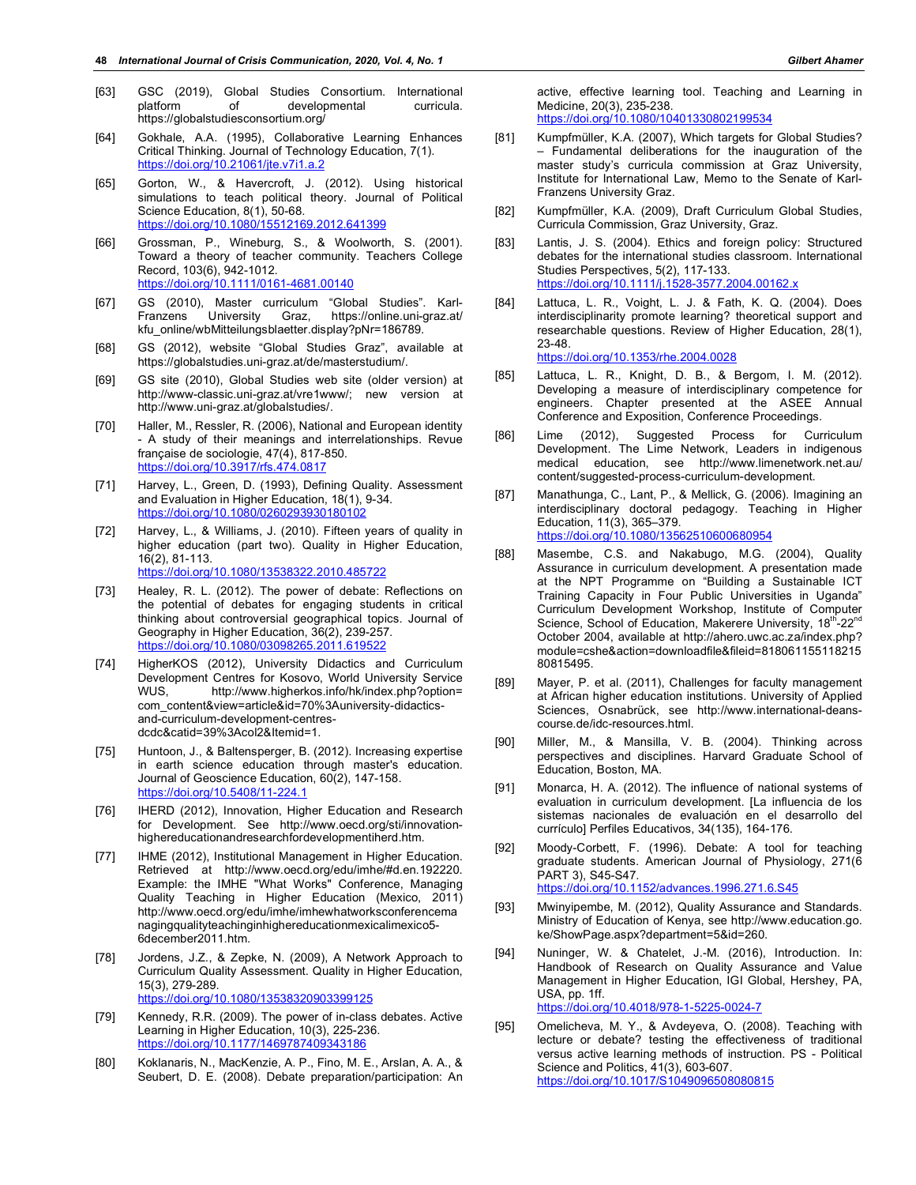[63] GSC (2019), Global Studies Consortium. International platform of developmental curricula. https://globalstudiesconsortium.org/

[64] Gokhale, A.A. (1995), Collaborative Learning Enhances Critical Thinking. Journal of Technology Education, 7(1). https://doi.org/10.21061/jte.v7i1.a.2

[65] Gorton, W., & Havercroft, J. (2012). Using historical simulations to teach political theory. Journal of Political Science Education, 8(1), 50-68. https://doi.org/10.1080/15512169.2012.641399

[66] Grossman, P., Wineburg, S., & Woolworth, S. (2001). Toward a theory of teacher community. Teachers College Record, 103(6), 942-1012. https://doi.org/10.1111/0161-4681.00140

[67] GS (2010), Master curriculum "Global Studies". Karl-Franzens University Graz, https://online.uni-graz.at/kfu_online/wbMitteilungsblaetter.display?pNr=186789.

[68] GS (2012), website "Global Studies Graz", available at https://globalstudies.uni-graz.at/de/masterstudium/.

[69] GS site (2010), Global Studies web site (older version) at http://www-classic.uni-graz.at/vre1www/; new version at http://www.uni-graz.at/globalstudies/.

[70] Haller, M., Ressler, R. (2006), National and European identity - A study of their meanings and interrelationships. Revue française de sociologie, 47(4), 817-850. https://doi.org/10.3917/rfs.474.0817

[71] Harvey, L., Green, D. (1993), Defining Quality. Assessment and Evaluation in Higher Education, 18(1), 9-34. https://doi.org/10.1080/0260293930180102

[72] Harvey, L., & Williams, J. (2010). Fifteen years of quality in higher education (part two). Quality in Higher Education, 16(2), 81-113. https://doi.org/10.1080/13538322.2010.485722

[73] Healey, R. L. (2012). The power of debate: Reflections on the potential of debates for engaging students in critical thinking about controversial geographical topics. Journal of Geography in Higher Education, 36(2), 239-257. https://doi.org/10.1080/03098265.2011.619522

[74] HigherKOS (2012), University Didactics and Curriculum Development Centres for Kosovo, World University Service WUS, http://www.higherkos.info/hk/index.php?option=com_content&view=article&id=70%3Auniversity-didactics-and-curriculum-development-centres-dcdc&catid=39%3Acol2&Itemid=1.

[75] Huntoon, J., & Baltensperger, B. (2012). Increasing expertise in earth science education through master's education. Journal of Geoscience Education, 60(2), 147-158. https://doi.org/10.5408/11-224.1

[76] IHERD (2012), Innovation, Higher Education and Research for Development. See http://www.oecd.org/sti/innovation-highereducationandresearchfordevelopmentiherd.htm.

[77] IHME (2012), Institutional Management in Higher Education. Retrieved at http://www.oecd.org/edu/imhe/#d.en.192220. Example: the IMHE "What Works" Conference, Managing Quality Teaching in Higher Education (Mexico, 2011) http://www.oecd.org/edu/imhe/imhewhatworksconferencemanagingqualityteachinginhighereducationmexicalimexico5-6december2011.htm.

[78] Jordens, J.Z., & Zepke, N. (2009), A Network Approach to Curriculum Quality Assessment. Quality in Higher Education, 15(3), 279-289. https://doi.org/10.1080/13538320903399125

[79] Kennedy, R.R. (2009). The power of in-class debates. Active Learning in Higher Education, 10(3), 225-236. https://doi.org/10.1177/1469787409343186

[80] Koklanaris, N., MacKenzie, A. P., Fino, M. E., Arslan, A. A., & Seubert, D. E. (2008). Debate preparation/participation: An active, effective learning tool. Teaching and Learning in Medicine, 20(3), 235-238. https://doi.org/10.1080/10401330802199534

[81] Kumpfmüller, K.A. (2007), Which targets for Global Studies? – Fundamental deliberations for the inauguration of the master study's curricula commission at Graz University, Institute for International Law, Memo to the Senate of Karl-Franzens University Graz.

[82] Kumpfmüller, K.A. (2009), Draft Curriculum Global Studies, Curricula Commission, Graz University, Graz.

[83] Lantis, J. S. (2004). Ethics and foreign policy: Structured debates for the international studies classroom. International Studies Perspectives, 5(2), 117-133. https://doi.org/10.1111/j.1528-3577.2004.00162.x

[84] Lattuca, L. R., Voight, L. J. & Fath, K. Q. (2004). Does interdisciplinarity promote learning? theoretical support and researchable questions. Review of Higher Education, 28(1), 23-48. https://doi.org/10.1353/rhe.2004.0028

[85] Lattuca, L. R., Knight, D. B., & Bergom, I. M. (2012). Developing a measure of interdisciplinary competence for engineers. Chapter presented at the ASEE Annual Conference and Exposition, Conference Proceedings.

[86] Lime (2012), Suggested Process for Curriculum Development. The Lime Network, Leaders in indigenous medical education, see http://www.limenetwork.net.au/content/suggested-process-curriculum-development.

[87] Manathunga, C., Lant, P., & Mellick, G. (2006). Imagining an interdisciplinary doctoral pedagogy. Teaching in Higher Education, 11(3), 365–379. https://doi.org/10.1080/13562510600680954

[88] Masembe, C.S. and Nakabugo, M.G. (2004), Quality Assurance in curriculum development. A presentation made at the NPT Programme on "Building a Sustainable ICT Training Capacity in Four Public Universities in Uganda" Curriculum Development Workshop, Institute of Computer Science, School of Education, Makerere University, 18th-22nd October 2004, available at http://ahero.uwc.ac.za/index.php?module=cshe&action=downloadfile&fileid=81806115511821580815495.

[89] Mayer, P. et al. (2011), Challenges for faculty management at African higher education institutions. University of Applied Sciences, Osnabrück, see http://www.international-deans-course.de/idc-resources.html.

[90] Miller, M., & Mansilla, V. B. (2004). Thinking across perspectives and disciplines. Harvard Graduate School of Education, Boston, MA.

[91] Monarca, H. A. (2012). The influence of national systems of evaluation in curriculum development. [La influencia de los sistemas nacionales de evaluación en el desarrollo del currículo] Perfiles Educativos, 34(135), 164-176.

[92] Moody-Corbett, F. (1996). Debate: A tool for teaching graduate students. American Journal of Physiology, 271(6 PART 3), S45-S47. https://doi.org/10.1152/advances.1996.271.6.S45

[93] Mwinyipembe, M. (2012), Quality Assurance and Standards. Ministry of Education of Kenya, see http://www.education.go.ke/ShowPage.aspx?department=5&id=260.

[94] Nuninger, W. & Chatelet, J.-M. (2016), Introduction. In: Handbook of Research on Quality Assurance and Value Management in Higher Education, IGI Global, Hershey, PA, USA, pp. 1ff. https://doi.org/10.4018/978-1-5225-0024-7

[95] Omelicheva, M. Y., & Avdeyeva, O. (2008). Teaching with lecture or debate? testing the effectiveness of traditional versus active learning methods of instruction. PS - Political Science and Politics, 41(3), 603-607. https://doi.org/10.1017/S1049096508080815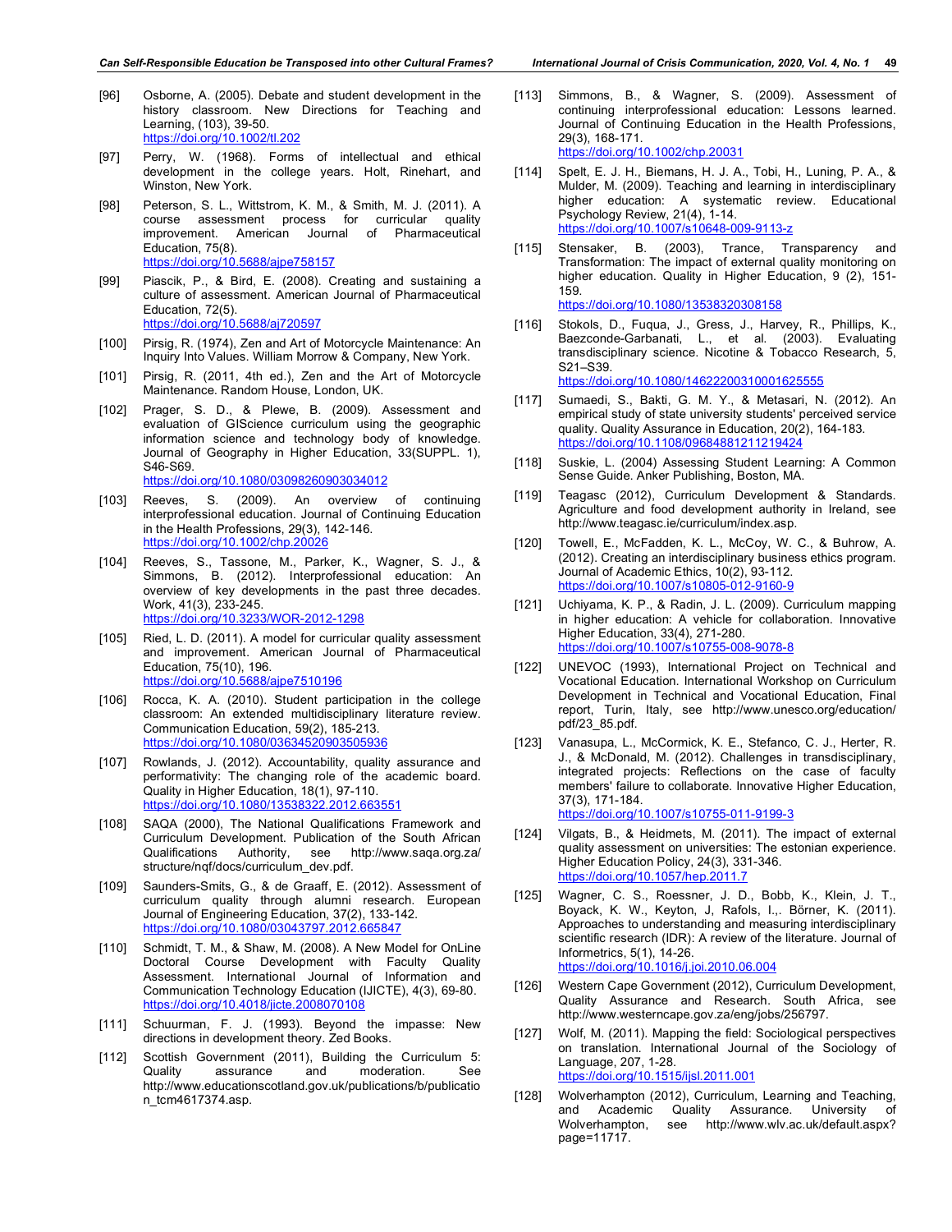[96] Osborne, A. (2005). Debate and student development in the history classroom. New Directions for Teaching and Learning, (103), 39-50. https://doi.org/10.1002/tl.202

[97] Perry, W. (1968). Forms of intellectual and ethical development in the college years. Holt, Rinehart, and Winston, New York.

[98] Peterson, S. L., Wittstrom, K. M., & Smith, M. J. (2011). A course assessment process for curricular quality improvement. American Journal of Pharmaceutical Education, 75(8). https://doi.org/10.5688/ajpe758157

[99] Piascik, P., & Bird, E. (2008). Creating and sustaining a culture of assessment. American Journal of Pharmaceutical Education, 72(5). https://doi.org/10.5688/aj720597

[100] Pirsig, R. (1974), Zen and Art of Motorcycle Maintenance: An Inquiry Into Values. William Morrow & Company, New York.

[101] Pirsig, R. (2011, 4th ed.), Zen and the Art of Motorcycle Maintenance. Random House, London, UK.

[102] Prager, S. D., & Plewe, B. (2009). Assessment and evaluation of GIScience curriculum using the geographic information science and technology body of knowledge. Journal of Geography in Higher Education, 33(SUPPL. 1), S46-S69. https://doi.org/10.1080/03098260903034012

[103] Reeves, S. (2009). An overview of continuing interprofessional education. Journal of Continuing Education in the Health Professions, 29(3), 142-146. https://doi.org/10.1002/chp.20026

[104] Reeves, S., Tassone, M., Parker, K., Wagner, S. J., & Simmons, B. (2012). Interprofessional education: An overview of key developments in the past three decades. Work, 41(3), 233-245. https://doi.org/10.3233/WOR-2012-1298

[105] Ried, L. D. (2011). A model for curricular quality assessment and improvement. American Journal of Pharmaceutical Education, 75(10), 196. https://doi.org/10.5688/ajpe7510196

[106] Rocca, K. A. (2010). Student participation in the college classroom: An extended multidisciplinary literature review. Communication Education, 59(2), 185-213. https://doi.org/10.1080/03634520903505936

[107] Rowlands, J. (2012). Accountability, quality assurance and performativity: The changing role of the academic board. Quality in Higher Education, 18(1), 97-110. https://doi.org/10.1080/13538322.2012.663551

[108] SAQA (2000), The National Qualifications Framework and Curriculum Development. Publication of the South African Qualifications Authority, see http://www.saqa.org.za/structure/nqf/docs/curriculum_dev.pdf.

[109] Saunders-Smits, G., & de Graaff, E. (2012). Assessment of curriculum quality through alumni research. European Journal of Engineering Education, 37(2), 133-142. https://doi.org/10.1080/03043797.2012.665847

[110] Schmidt, T. M., & Shaw, M. (2008). A New Model for OnLine Doctoral Course Development with Faculty Quality Assessment. International Journal of Information and Communication Technology Education (IJICTE), 4(3), 69-80. https://doi.org/10.4018/jicte.2008070108

[111] Schuurman, F. J. (1993). Beyond the impasse: New directions in development theory. Zed Books.

[112] Scottish Government (2011), Building the Curriculum 5: Quality assurance and moderation. See http://www.educationscotland.gov.uk/publications/b/publication_tcm4617374.asp.

[113] Simmons, B., & Wagner, S. (2009). Assessment of continuing interprofessional education: Lessons learned. Journal of Continuing Education in the Health Professions, 29(3), 168-171. https://doi.org/10.1002/chp.20031

[114] Spelt, E. J. H., Biemans, H. J. A., Tobi, H., Luning, P. A., & Mulder, M. (2009). Teaching and learning in interdisciplinary higher education: A systematic review. Educational Psychology Review, 21(4), 1-14. https://doi.org/10.1007/s10648-009-9113-z

[115] Stensaker, B. (2003), Trance, Transparency and Transformation: The impact of external quality monitoring on higher education. Quality in Higher Education, 9 (2), 151-159. https://doi.org/10.1080/13538320308158

[116] Stokols, D., Fuqua, J., Gress, J., Harvey, R., Phillips, K., Baezconde-Garbanati, L., et al. (2003). Evaluating transdisciplinary science. Nicotine & Tobacco Research, 5, S21–S39. https://doi.org/10.1080/14622200310001625555

[117] Sumaedi, S., Bakti, G. M. Y., & Metasari, N. (2012). An empirical study of state university students' perceived service quality. Quality Assurance in Education, 20(2), 164-183. https://doi.org/10.1108/09684881211219424

[118] Suskie, L. (2004) Assessing Student Learning: A Common Sense Guide. Anker Publishing, Boston, MA.

[119] Teagasc (2012), Curriculum Development & Standards. Agriculture and food development authority in Ireland, see http://www.teagasc.ie/curriculum/index.asp.

[120] Towell, E., McFadden, K. L., McCoy, W. C., & Buhrow, A. (2012). Creating an interdisciplinary business ethics program. Journal of Academic Ethics, 10(2), 93-112. https://doi.org/10.1007/s10805-012-9160-9

[121] Uchiyama, K. P., & Radin, J. L. (2009). Curriculum mapping in higher education: A vehicle for collaboration. Innovative Higher Education, 33(4), 271-280. https://doi.org/10.1007/s10755-008-9078-8

[122] UNEVOC (1993), International Project on Technical and Vocational Education. International Workshop on Curriculum Development in Technical and Vocational Education, Final report, Turin, Italy, see http://www.unesco.org/education/pdf/23_85.pdf.

[123] Vanasupa, L., McCormick, K. E., Stefanco, C. J., Herter, R. J., & McDonald, M. (2012). Challenges in transdisciplinary, integrated projects: Reflections on the case of faculty members' failure to collaborate. Innovative Higher Education, 37(3), 171-184. https://doi.org/10.1007/s10755-011-9199-3

[124] Vilgats, B., & Heidmets, M. (2011). The impact of external quality assessment on universities: The estonian experience. Higher Education Policy, 24(3), 331-346. https://doi.org/10.1057/hep.2011.7

[125] Wagner, C. S., Roessner, J. D., Bobb, K., Klein, J. T., Boyack, K. W., Keyton, J, Rafols, I,,. Börner, K. (2011). Approaches to understanding and measuring interdisciplinary scientific research (IDR): A review of the literature. Journal of Informetrics, 5(1), 14-26. https://doi.org/10.1016/j.joi.2010.06.004

[126] Western Cape Government (2012), Curriculum Development, Quality Assurance and Research. South Africa, see http://www.westerncape.gov.za/eng/jobs/256797.

[127] Wolf, M. (2011). Mapping the field: Sociological perspectives on translation. International Journal of the Sociology of Language, 207, 1-28. https://doi.org/10.1515/ijsl.2011.001

[128] Wolverhampton (2012), Curriculum, Learning and Teaching, and Academic Quality Assurance. University of Wolverhampton, see http://www.wlv.ac.uk/default.aspx?page=11717.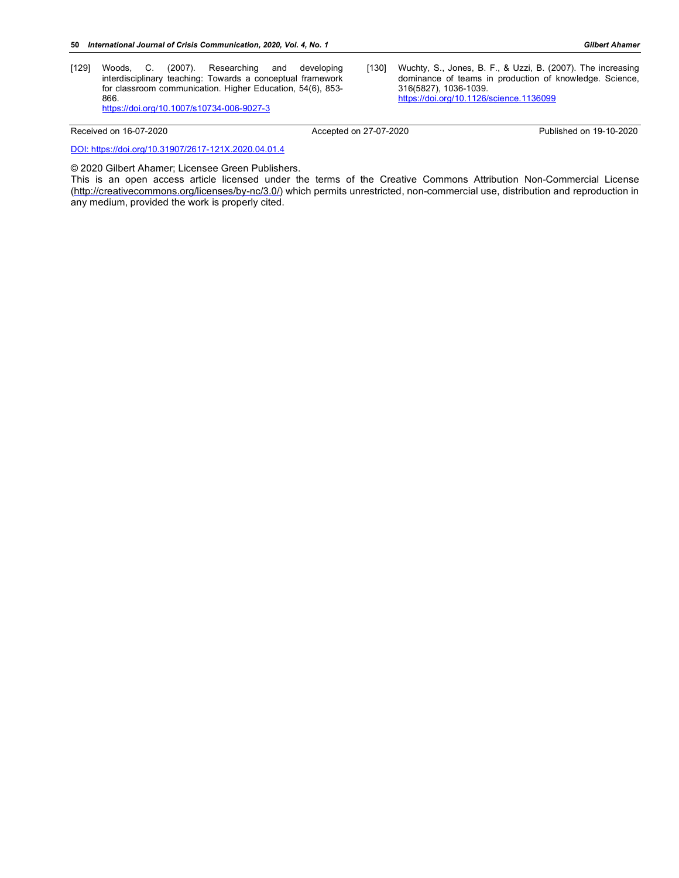[129] Woods, C. (2007). Researching and developing interdisciplinary teaching: Towards a conceptual framework for classroom communication. Higher Education, 54(6), 853-866. https://doi.org/10.1007/s10734-006-9027-3

[130] Wuchty, S., Jones, B. F., & Uzzi, B. (2007). The increasing dominance of teams in production of knowledge. Science, 316(5827), 1036-1039. https://doi.org/10.1126/science.1136099

Received on 16-07-2020 Accepted on 27-07-2020 Published on 19-10-2020

DOI: https://doi.org/10.31907/2617-121X.2020.04.01.4

© 2020 Gilbert Ahamer; Licensee Green Publishers.

This is an open access article licensed under the terms of the Creative Commons Attribution Non-Commercial License (http://creativecommons.org/licenses/by-nc/3.0/) which permits unrestricted, non-commercial use, distribution and reproduction in any medium, provided the work is properly cited.